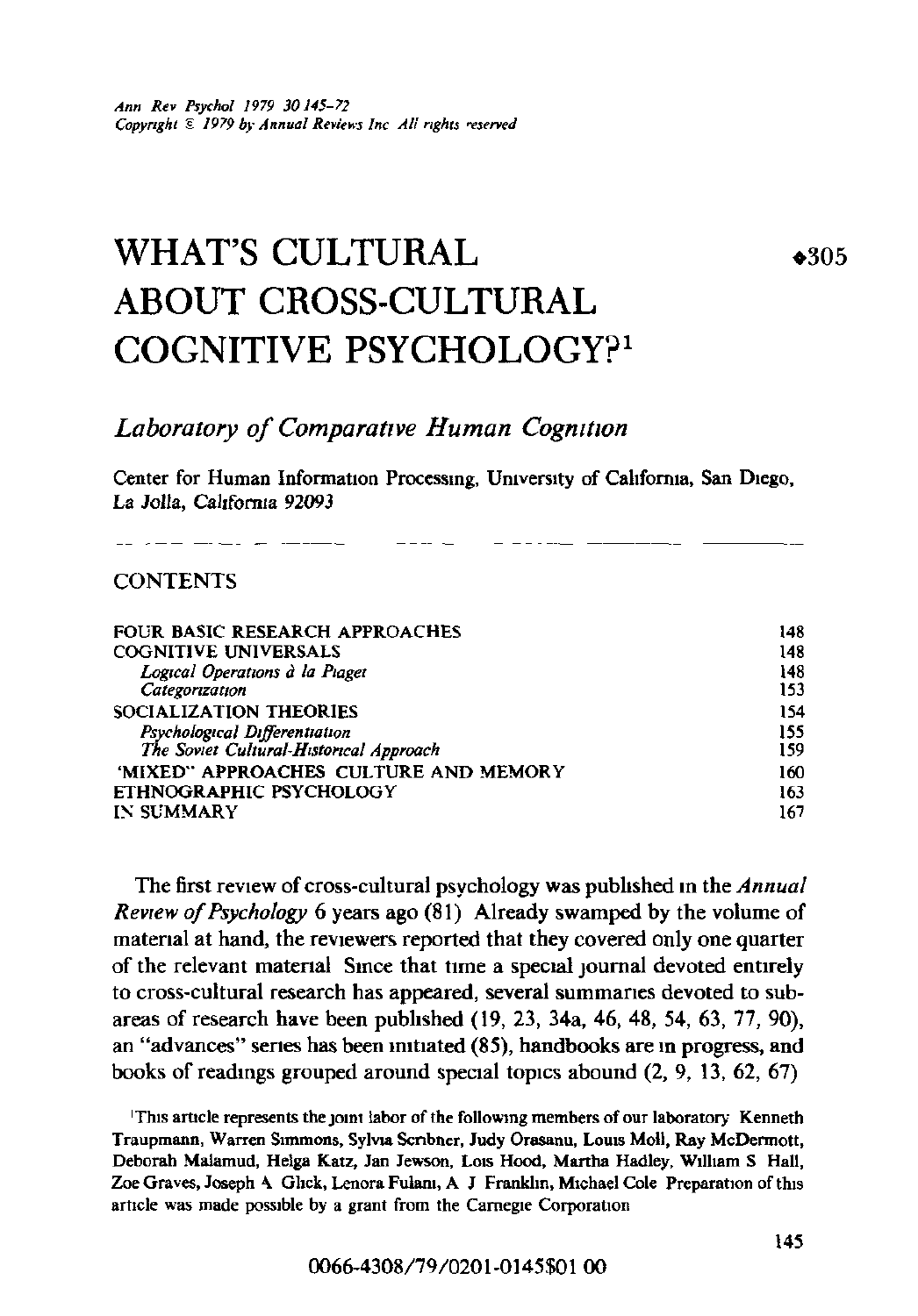# WHAT'S CULTURAL ABOUT CROSS-CULTURAL COGNITIVE PSYCHOLOGY?[1]

♦305

*Laboratory of Comparative Human Cognition*

Center for Human Information Processing, University of California, San Diego, La Jolla, California 92093

## CONTENTS

| | |
|---|---|
| FOUR BASIC RESEARCH APPROACHES | 148 |
| COGNITIVE UNIVERSALS | 148 |
| *Logical Operations à la Piaget* | 148 |
| *Categorization* | 153 |
| SOCIALIZATION THEORIES | 154 |
| *Psychological Differentiation* | 155 |
| *The Soviet Cultural-Historical Approach* | 159 |
| "MIXED" APPROACHES CULTURE AND MEMORY | 160 |
| ETHNOGRAPHIC PSYCHOLOGY | 163 |
| IN SUMMARY | 167 |

The first review of cross-cultural psychology was published in the *Annual Review of Psychology* 6 years ago (81) Already swamped by the volume of material at hand, the reviewers reported that they covered only one quarter of the relevant material Since that time a special journal devoted entirely to cross-cultural research has appeared, several summaries devoted to subareas of research have been published (19, 23, 34a, 46, 48, 54, 63, 77, 90), an "advances" series has been initiated (85), handbooks are in progress, and books of readings grouped around special topics abound (2, 9, 13, 62, 67)

[1]This article represents the joint labor of the following members of our laboratory Kenneth Traupmann, Warren Simmons, Sylvia Scribner, Judy Orasanu, Louis Moll, Ray McDermott, Deborah Malamud, Helga Katz, Jan Jewson, Lois Hood, Martha Hadley, William S Hall, Zoe Graves, Joseph A Glick, Lenora Fulani, A J Franklin, Michael Cole Preparation of this article was made possible by a grant from the Carnegie Corporation

0066-4308/79/0201-0145$01 00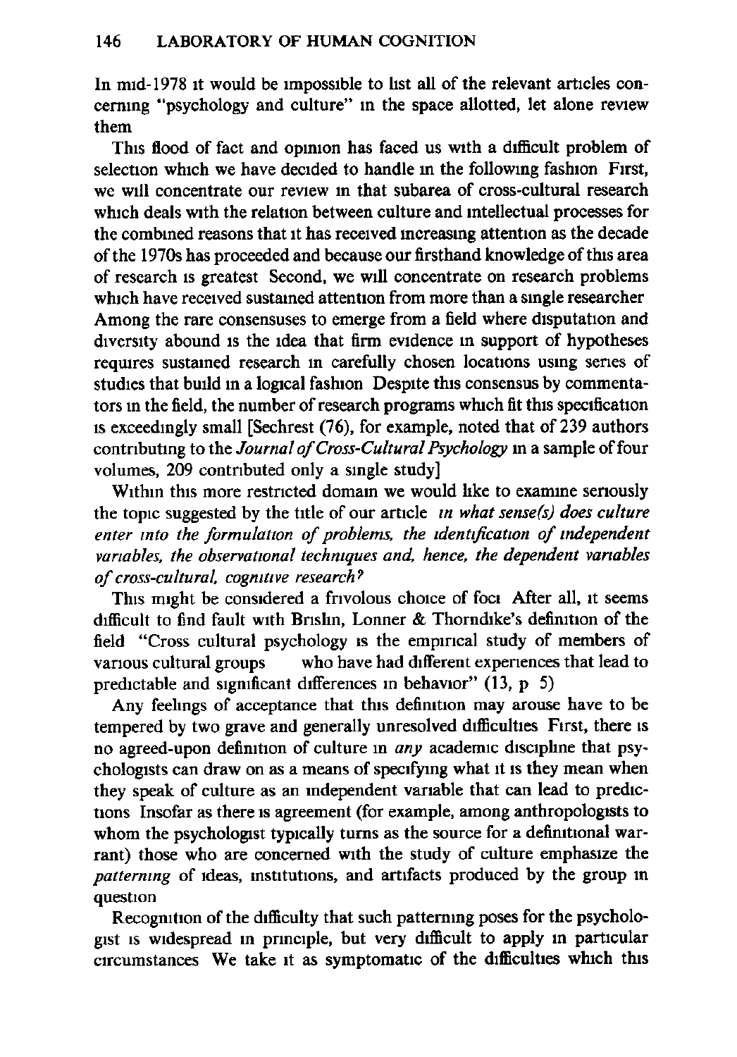In mid-1978 it would be impossible to list all of the relevant articles concerning "psychology and culture" in the space allotted, let alone review them

This flood of fact and opinion has faced us with a difficult problem of selection which we have decided to handle in the following fashion First, we will concentrate our review in that subarea of cross-cultural research which deals with the relation between culture and intellectual processes for the combined reasons that it has received increasing attention as the decade of the 1970s has proceeded and because our firsthand knowledge of this area of research is greatest Second, we will concentrate on research problems which have received sustained attention from more than a single researcher Among the rare consensuses to emerge from a field where disputation and diversity abound is the idea that firm evidence in support of hypotheses requires sustained research in carefully chosen locations using series of studies that build in a logical fashion Despite this consensus by commentators in the field, the number of research programs which fit this specification is exceedingly small [Sechrest (76), for example, noted that of 239 authors contributing to the *Journal of Cross-Cultural Psychology* in a sample of four volumes, 209 contributed only a single study]

Within this more restricted domain we would like to examine seriously the topic suggested by the title of our article *in what sense(s) does culture enter into the formulation of problems, the identification of independent variables, the observational techniques and, hence, the dependent variables of cross-cultural, cognitive research?*

This might be considered a frivolous choice of foci After all, it seems difficult to find fault with Brislin, Lonner & Thorndike's definition of the field "Cross cultural psychology is the empirical study of members of various cultural groups who have had different experiences that lead to predictable and significant differences in behavior" (13, p 5)

Any feelings of acceptance that this definition may arouse have to be tempered by two grave and generally unresolved difficulties First, there is no agreed-upon definition of culture in *any* academic discipline that psychologists can draw on as a means of specifying what it is they mean when they speak of culture as an independent variable that can lead to predictions Insofar as there is agreement (for example, among anthropologists to whom the psychologist typically turns as the source for a definitional warrant) those who are concerned with the study of culture emphasize the *patterning* of ideas, institutions, and artifacts produced by the group in question

Recognition of the difficulty that such patterning poses for the psychologist is widespread in principle, but very difficult to apply in particular circumstances We take it as symptomatic of the difficulties which this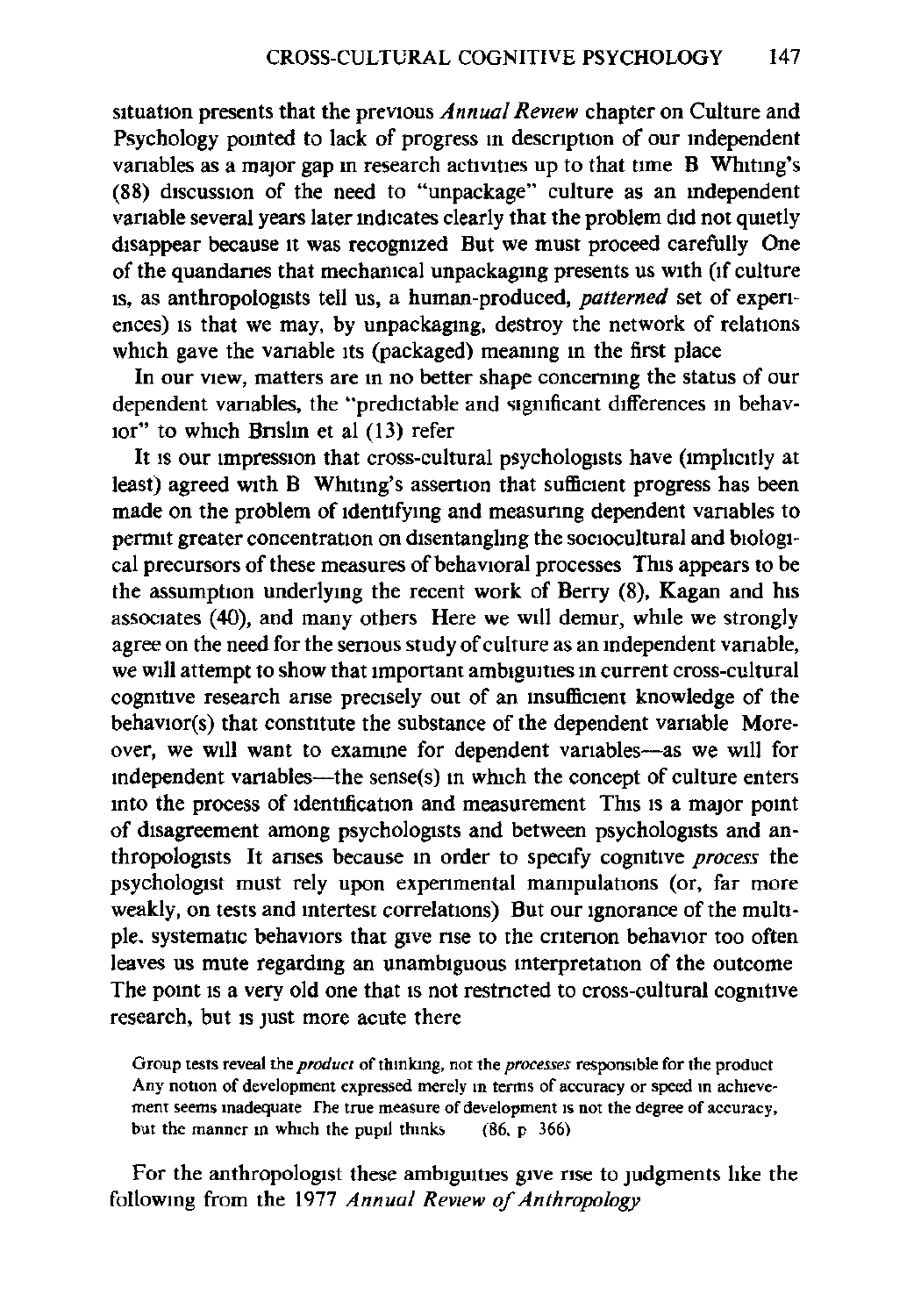situation presents that the previous *Annual Review* chapter on Culture and Psychology pointed to lack of progress in description of our independent variables as a major gap in research activities up to that time B Whiting's (88) discussion of the need to "unpackage" culture as an independent variable several years later indicates clearly that the problem did not quietly disappear because it was recognized But we must proceed carefully One of the quandaries that mechanical unpackaging presents us with (if culture is, as anthropologists tell us, a human-produced, *patterned* set of experiences) is that we may, by unpackaging, destroy the network of relations which gave the variable its (packaged) meaning in the first place

In our view, matters are in no better shape concerning the status of our dependent variables, the "predictable and significant differences in behavior" to which Brislin et al (13) refer

It is our impression that cross-cultural psychologists have (implicitly at least) agreed with B Whiting's assertion that sufficient progress has been made on the problem of identifying and measuring dependent variables to permit greater concentration on disentangling the sociocultural and biological precursors of these measures of behavioral processes This appears to be the assumption underlying the recent work of Berry (8), Kagan and his associates (40), and many others Here we will demur, while we strongly agree on the need for the serious study of culture as an independent variable, we will attempt to show that important ambiguities in current cross-cultural cognitive research arise precisely out of an insufficient knowledge of the behavior(s) that constitute the substance of the dependent variable Moreover, we will want to examine for dependent variables—as we will for independent variables—the sense(s) in which the concept of culture enters into the process of identification and measurement This is a major point of disagreement among psychologists and between psychologists and anthropologists It arises because in order to specify cognitive *process* the psychologist must rely upon experimental manipulations (or, far more weakly, on tests and intertest correlations) But our ignorance of the multiple, systematic behaviors that give rise to the criterion behavior too often leaves us mute regarding an unambiguous interpretation of the outcome The point is a very old one that is not restricted to cross-cultural cognitive research, but is just more acute there

> Group tests reveal the *product* of thinking, not the *processes* responsible for the product Any notion of development expressed merely in terms of accuracy or speed in achievement seems inadequate The true measure of development is not the degree of accuracy, but the manner in which the pupil thinks (86, p 366)

For the anthropologist these ambiguities give rise to judgments like the following from the 1977 *Annual Review of Anthropology*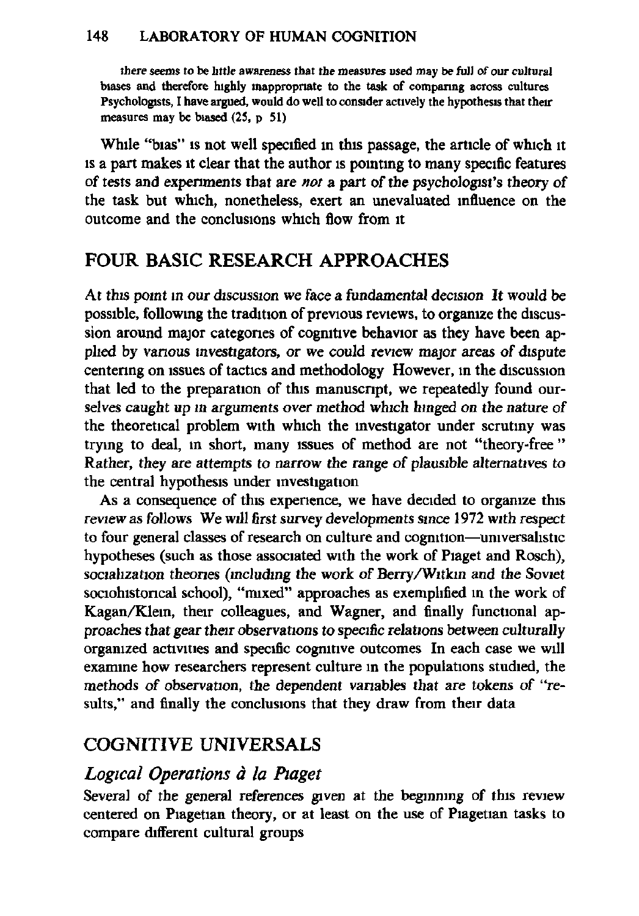> there seems to be little awareness that the measures used may be full of our cultural biases and therefore highly inappropriate to the task of comparing across cultures Psychologists, I have argued, would do well to consider actively the hypothesis that their measures may be biased (25, p 51)

While "bias" is not well specified in this passage, the article of which it is a part makes it clear that the author is pointing to many specific features of tests and experiments that are *not* a part of the psychologist's theory of the task but which, nonetheless, exert an unevaluated influence on the outcome and the conclusions which flow from it

## FOUR BASIC RESEARCH APPROACHES

At this point in our discussion we face a fundamental decision It would be possible, following the tradition of previous reviews, to organize the discussion around major categories of cognitive behavior as they have been applied by various investigators, or we could review major areas of dispute centering on issues of tactics and methodology However, in the discussion that led to the preparation of this manuscript, we repeatedly found ourselves caught up in arguments over method which hinged on the nature of the theoretical problem with which the investigator under scrutiny was trying to deal, in short, many issues of method are not "theory-free" Rather, they are attempts to narrow the range of plausible alternatives to the central hypothesis under investigation

As a consequence of this experience, we have decided to organize this review as follows We will first survey developments since 1972 with respect to four general classes of research on culture and cognition—universalistic hypotheses (such as those associated with the work of Piaget and Rosch), socialization theories (including the work of Berry/Witkin and the Soviet sociohistorical school), "mixed" approaches as exemplified in the work of Kagan/Klein, their colleagues, and Wagner, and finally functional approaches that gear their observations to specific relations between culturally organized activities and specific cognitive outcomes In each case we will examine how researchers represent culture in the populations studied, the methods of observation, the dependent variables that are tokens of "results," and finally the conclusions that they draw from their data

## COGNITIVE UNIVERSALS

### *Logical Operations à la Piaget*

Several of the general references given at the beginning of this review centered on Piagetian theory, or at least on the use of Piagetian tasks to compare different cultural groups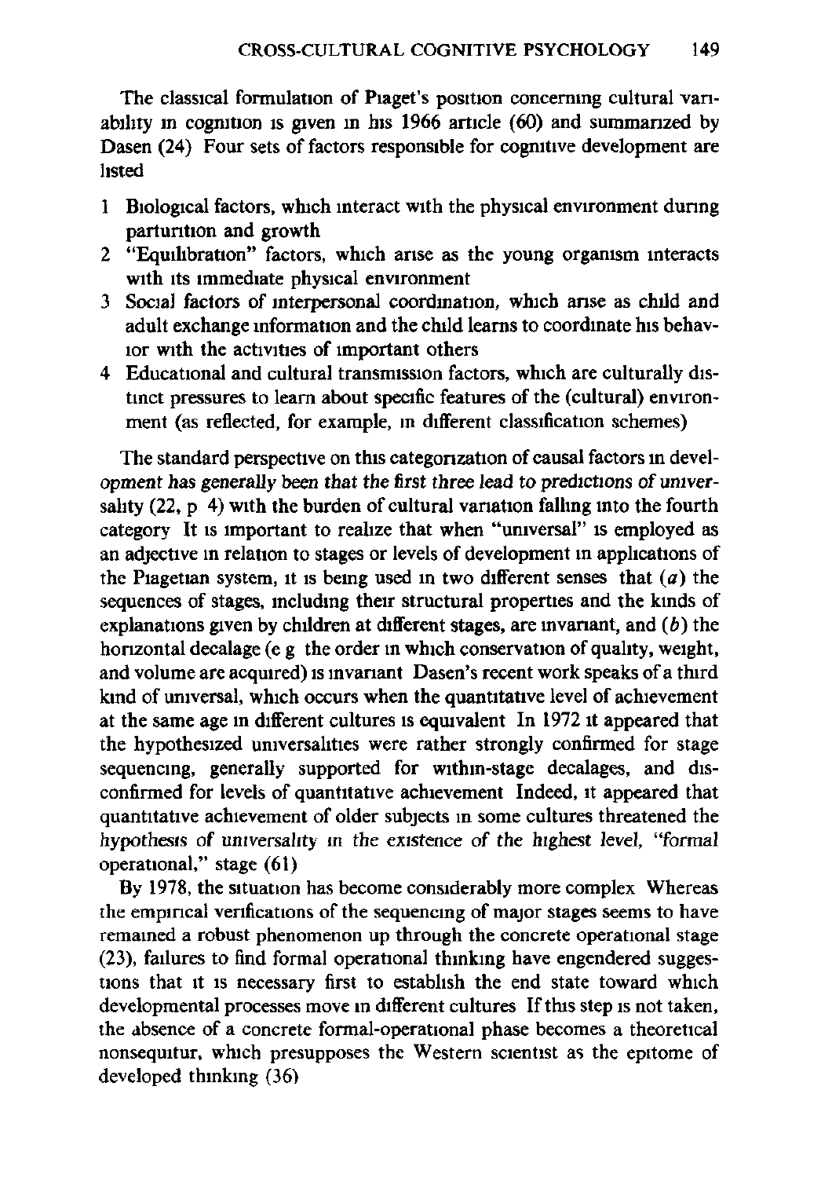The classical formulation of Piaget's position concerning cultural variability in cognition is given in his 1966 article (60) and summarized by Dasen (24) Four sets of factors responsible for cognitive development are listed

1 Biological factors, which interact with the physical environment during parturition and growth
2 "Equilibration" factors, which arise as the young organism interacts with its immediate physical environment
3 Social factors of interpersonal coordination, which arise as child and adult exchange information and the child learns to coordinate his behavior with the activities of important others
4 Educational and cultural transmission factors, which are culturally distinct pressures to learn about specific features of the (cultural) environment (as reflected, for example, in different classification schemes)

The standard perspective on this categorization of causal factors in development has generally been that the first three lead to predictions of universality (22, p 4) with the burden of cultural variation falling into the fourth category It is important to realize that when "universal" is employed as an adjective in relation to stages or levels of development in applications of the Piagetian system, it is being used in two different senses that (*a*) the sequences of stages, including their structural properties and the kinds of explanations given by children at different stages, are invariant, and (*b*) the horizontal decalage (e g the order in which conservation of quality, weight, and volume are acquired) is invariant Dasen's recent work speaks of a third kind of universal, which occurs when the quantitative level of achievement at the same age in different cultures is equivalent In 1972 it appeared that the hypothesized universalities were rather strongly confirmed for stage sequencing, generally supported for within-stage decalages, and disconfirmed for levels of quantitative achievement Indeed, it appeared that quantitative achievement of older subjects in some cultures threatened the hypothesis of universality in the existence of the highest level, "formal operational," stage (61)

By 1978, the situation has become considerably more complex Whereas the empirical verifications of the sequencing of major stages seems to have remained a robust phenomenon up through the concrete operational stage (23), failures to find formal operational thinking have engendered suggestions that it is necessary first to establish the end state toward which developmental processes move in different cultures If this step is not taken, the absence of a concrete formal-operational phase becomes a theoretical nonsequitur, which presupposes the Western scientist as the epitome of developed thinking (36)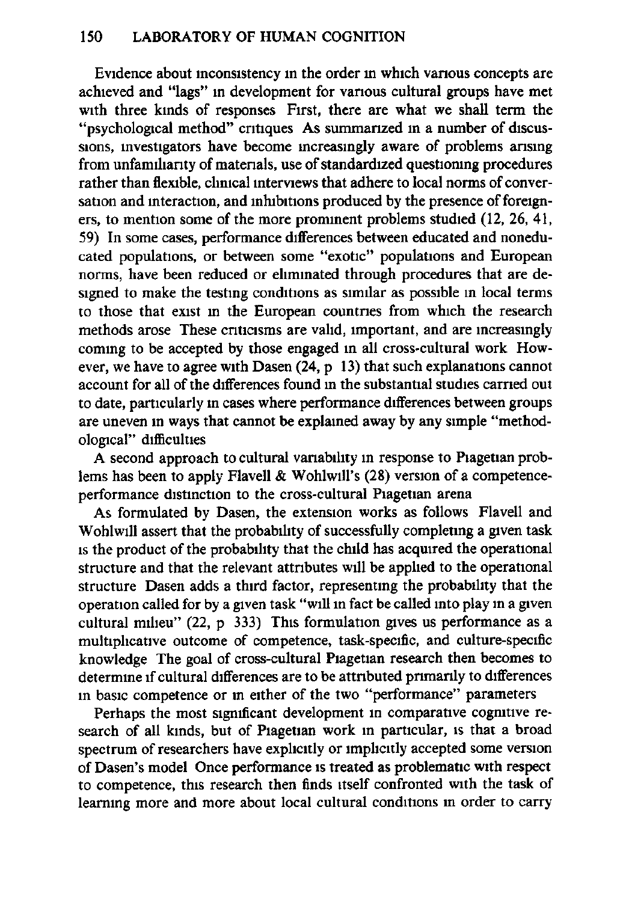Evidence about inconsistency in the order in which various concepts are achieved and "lags" in development for various cultural groups have met with three kinds of responses First, there are what we shall term the "psychological method" critiques As summarized in a number of discussions, investigators have become increasingly aware of problems arising from unfamiliarity of materials, use of standardized questioning procedures rather than flexible, clinical interviews that adhere to local norms of conversation and interaction, and inhibitions produced by the presence of foreigners, to mention some of the more prominent problems studied (12, 26, 41, 59) In some cases, performance differences between educated and noneducated populations, or between some "exotic" populations and European norms, have been reduced or eliminated through procedures that are designed to make the testing conditions as similar as possible in local terms to those that exist in the European countries from which the research methods arose These criticisms are valid, important, and are increasingly coming to be accepted by those engaged in all cross-cultural work However, we have to agree with Dasen (24, p 13) that such explanations cannot account for all of the differences found in the substantial studies carried out to date, particularly in cases where performance differences between groups are uneven in ways that cannot be explained away by any simple "methodological" difficulties

A second approach to cultural variability in response to Piagetian problems has been to apply Flavell & Wohlwill's (28) version of a competence-performance distinction to the cross-cultural Piagetian arena

As formulated by Dasen, the extension works as follows Flavell and Wohlwill assert that the probability of successfully completing a given task is the product of the probability that the child has acquired the operational structure and that the relevant attributes will be applied to the operational structure Dasen adds a third factor, representing the probability that the operation called for by a given task "will in fact be called into play in a given cultural milieu" (22, p 333) This formulation gives us performance as a multiplicative outcome of competence, task-specific, and culture-specific knowledge The goal of cross-cultural Piagetian research then becomes to determine if cultural differences are to be attributed primarily to differences in basic competence or in either of the two "performance" parameters

Perhaps the most significant development in comparative cognitive research of all kinds, but of Piagetian work in particular, is that a broad spectrum of researchers have explicitly or implicitly accepted some version of Dasen's model Once performance is treated as problematic with respect to competence, this research then finds itself confronted with the task of learning more and more about local cultural conditions in order to carry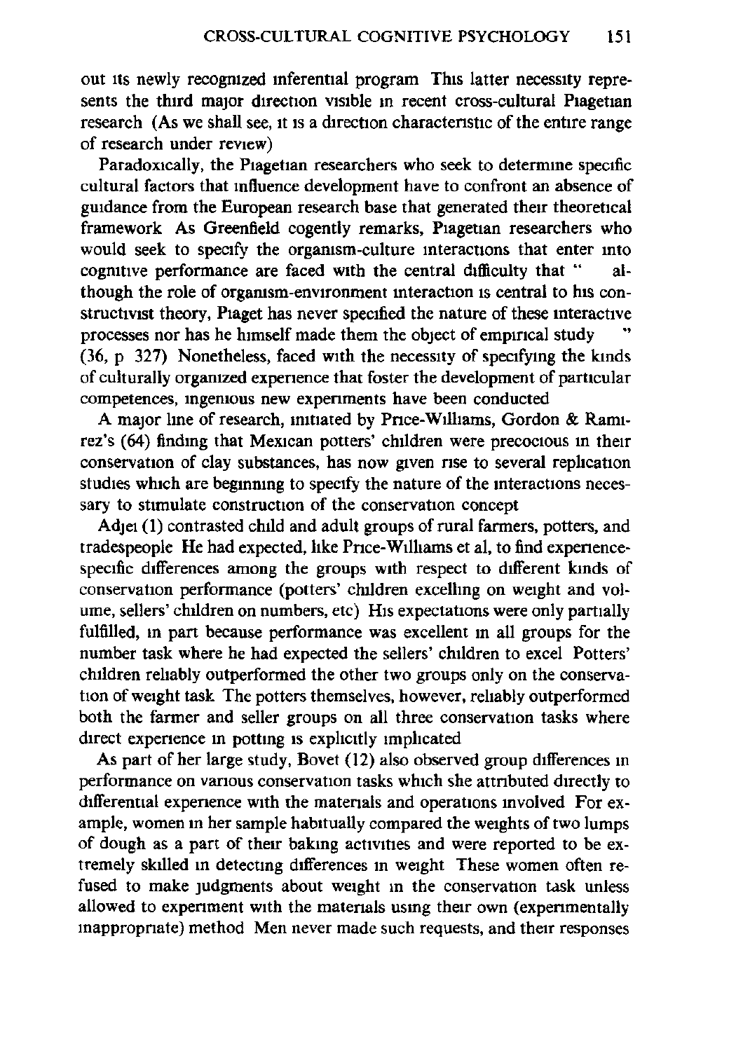out its newly recognized inferential program This latter necessity represents the third major direction visible in recent cross-cultural Piagetian research (As we shall see, it is a direction characteristic of the entire range of research under review)

Paradoxically, the Piagetian researchers who seek to determine specific cultural factors that influence development have to confront an absence of guidance from the European research base that generated their theoretical framework As Greenfield cogently remarks, Piagetian researchers who would seek to specify the organism-culture interactions that enter into cognitive performance are faced with the central difficulty that " although the role of organism-environment interaction is central to his constructivist theory, Piaget has never specified the nature of these interactive processes nor has he himself made them the object of empirical study " (36, p 327) Nonetheless, faced with the necessity of specifying the kinds of culturally organized experience that foster the development of particular competences, ingenious new experiments have been conducted

A major line of research, initiated by Price-Williams, Gordon & Ramirez's (64) finding that Mexican potters' children were precocious in their conservation of clay substances, has now given rise to several replication studies which are beginning to specify the nature of the interactions necessary to stimulate construction of the conservation concept

Adjei (1) contrasted child and adult groups of rural farmers, potters, and tradespeople He had expected, like Price-Williams et al, to find experience-specific differences among the groups with respect to different kinds of conservation performance (potters' children excelling on weight and volume, sellers' children on numbers, etc) His expectations were only partially fulfilled, in part because performance was excellent in all groups for the number task where he had expected the sellers' children to excel Potters' children reliably outperformed the other two groups only on the conservation of weight task The potters themselves, however, reliably outperformed both the farmer and seller groups on all three conservation tasks where direct experience in potting is explicitly implicated

As part of her large study, Bovet (12) also observed group differences in performance on various conservation tasks which she attributed directly to differential experience with the materials and operations involved For example, women in her sample habitually compared the weights of two lumps of dough as a part of their baking activities and were reported to be extremely skilled in detecting differences in weight These women often refused to make judgments about weight in the conservation task unless allowed to experiment with the materials using their own (experimentally inappropriate) method Men never made such requests, and their responses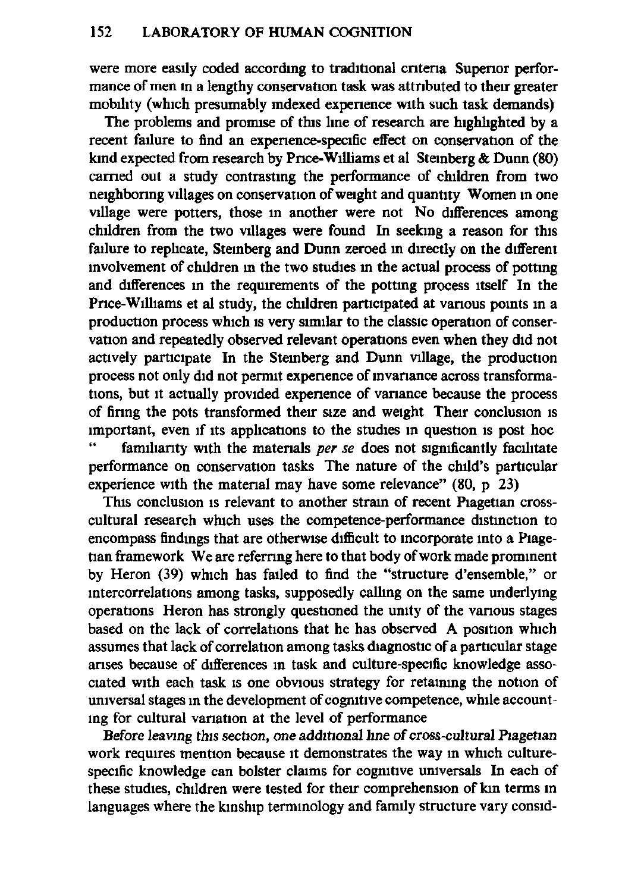were more easily coded according to traditional criteria Superior performance of men in a lengthy conservation task was attributed to their greater mobility (which presumably indexed experience with such task demands)

The problems and promise of this line of research are highlighted by a recent failure to find an experience-specific effect on conservation of the kind expected from research by Price-Williams et al Steinberg & Dunn (80) carried out a study contrasting the performance of children from two neighboring villages on conservation of weight and quantity Women in one village were potters, those in another were not No differences among children from the two villages were found In seeking a reason for this failure to replicate, Steinberg and Dunn zeroed in directly on the different involvement of children in the two studies in the actual process of potting and differences in the requirements of the potting process itself In the Price-Williams et al study, the children participated at various points in a production process which is very similar to the classic operation of conservation and repeatedly observed relevant operations even when they did not actively participate In the Steinberg and Dunn village, the production process not only did not permit experience of invariance across transformations, but it actually provided experience of variance because the process of firing the pots transformed their size and weight Their conclusion is important, even if its applications to the studies in question is post hoc " familiarity with the materials *per se* does not significantly facilitate performance on conservation tasks The nature of the child's particular experience with the material may have some relevance" (80, p 23)

This conclusion is relevant to another strain of recent Piagetian cross-cultural research which uses the competence-performance distinction to encompass findings that are otherwise difficult to incorporate into a Piagetian framework We are referring here to that body of work made prominent by Heron (39) which has failed to find the "structure d'ensemble," or intercorrelations among tasks, supposedly calling on the same underlying operations Heron has strongly questioned the unity of the various stages based on the lack of correlations that he has observed A position which assumes that lack of correlation among tasks diagnostic of a particular stage arises because of differences in task and culture-specific knowledge associated with each task is one obvious strategy for retaining the notion of universal stages in the development of cognitive competence, while accounting for cultural variation at the level of performance

*Before leaving this section, one additional line of cross-cultural Piagetian* work requires mention because it demonstrates the way in which culture-specific knowledge can bolster claims for cognitive universals In each of these studies, children were tested for their comprehension of kin terms in languages where the kinship terminology and family structure vary consid-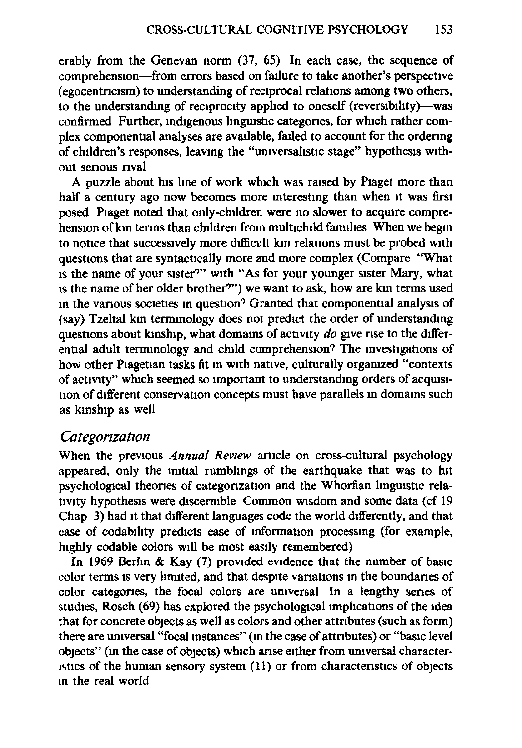erably from the Genevan norm (37, 65) In each case, the sequence of comprehension—from errors based on failure to take another's perspective (egocentricism) to understanding of reciprocal relations among two others, to the understanding of reciprocity applied to oneself (reversibility)—was confirmed Further, indigenous linguistic categories, for which rather complex componential analyses are available, failed to account for the ordering of children's responses, leaving the "universalistic stage" hypothesis without serious rival

A puzzle about his line of work which was raised by Piaget more than half a century ago now becomes more interesting than when it was first posed Piaget noted that only-children were no slower to acquire comprehension of kin terms than children from multichild families When we begin to notice that successively more difficult kin relations must be probed with questions that are syntactically more and more complex (Compare "What is the name of your sister?" with "As for your younger sister Mary, what is the name of her older brother?") we want to ask, how are kin terms used in the various societies in question? Granted that componential analysis of (say) Tzeltal kin terminology does not predict the order of understanding questions about kinship, what domains of activity *do* give rise to the differential adult terminology and child comprehension? The investigations of how other Piagetian tasks fit in with native, culturally organized "contexts of activity" which seemed so important to understanding orders of acquisition of different conservation concepts must have parallels in domains such as kinship as well

## *Categorization*

When the previous *Annual Review* article on cross-cultural psychology appeared, only the initial rumblings of the earthquake that was to hit psychological theories of categorization and the Whorfian linguistic relativity hypothesis were discernible Common wisdom and some data (cf 19 Chap 3) had it that different languages code the world differently, and that ease of codability predicts ease of information processing (for example, highly codable colors will be most easily remembered)

In 1969 Berlin & Kay (7) provided evidence that the number of basic color terms is very limited, and that despite variations in the boundaries of color categories, the focal colors are universal In a lengthy series of studies, Rosch (69) has explored the psychological implications of the idea that for concrete objects as well as colors and other attributes (such as form) there are universal "focal instances" (in the case of attributes) or "basic level objects" (in the case of objects) which arise either from universal characteristics of the human sensory system (11) or from characteristics of objects in the real world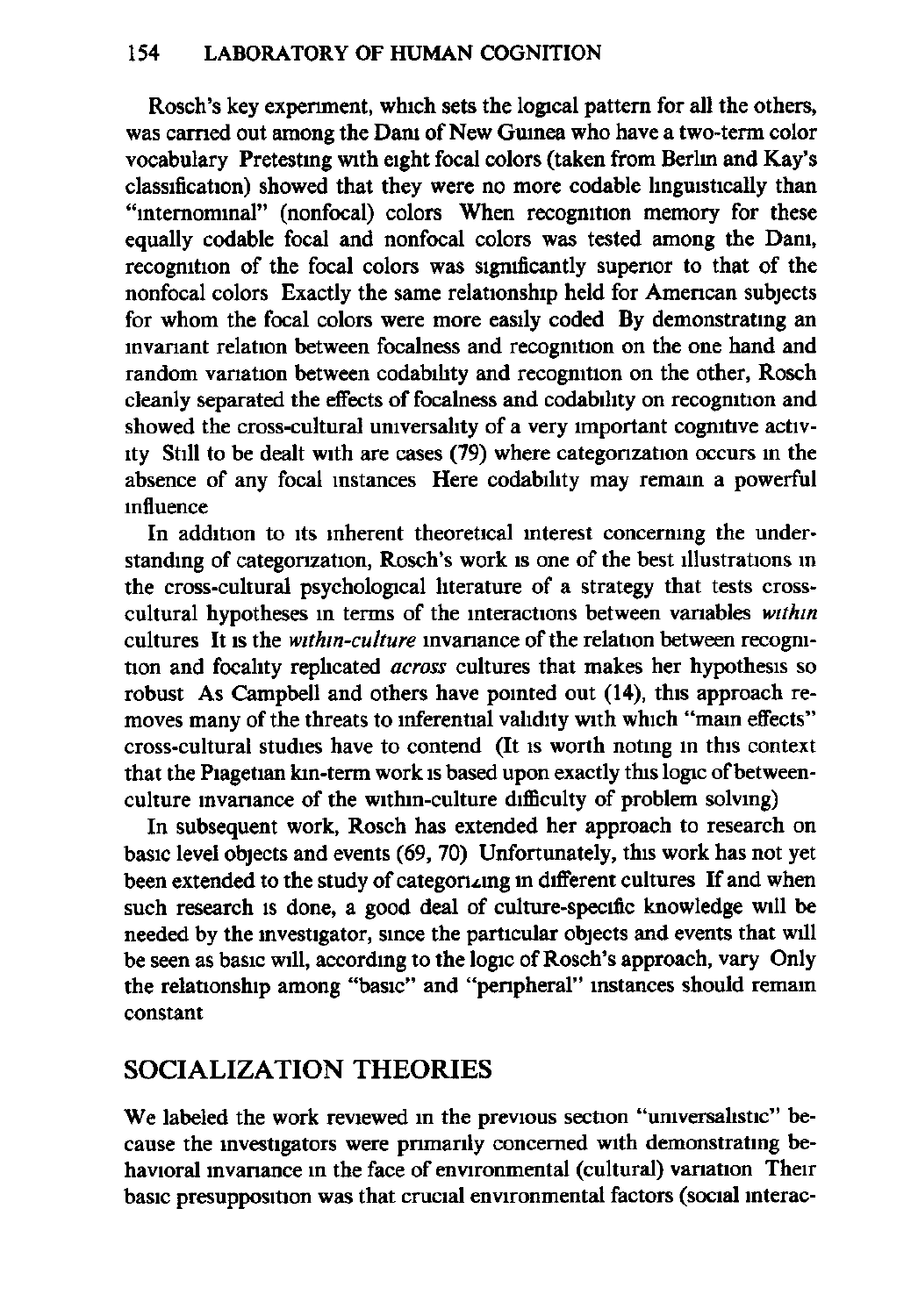Rosch's key experiment, which sets the logical pattern for all the others, was carried out among the Dani of New Guinea who have a two-term color vocabulary Pretesting with eight focal colors (taken from Berlin and Kay's classification) showed that they were no more codable linguistically than "internominal" (nonfocal) colors When recognition memory for these equally codable focal and nonfocal colors was tested among the Dani, recognition of the focal colors was significantly superior to that of the nonfocal colors Exactly the same relationship held for American subjects for whom the focal colors were more easily coded By demonstrating an invariant relation between focalness and recognition on the one hand and random variation between codability and recognition on the other, Rosch cleanly separated the effects of focalness and codability on recognition and showed the cross-cultural universality of a very important cognitive activity Still to be dealt with are cases (79) where categorization occurs in the absence of any focal instances Here codability may remain a powerful influence

In addition to its inherent theoretical interest concerning the understanding of categorization, Rosch's work is one of the best illustrations in the cross-cultural psychological literature of a strategy that tests cross-cultural hypotheses in terms of the interactions between variables *within* cultures It is the *within-culture* invariance of the relation between recognition and focality replicated *across* cultures that makes her hypothesis so robust As Campbell and others have pointed out (14), this approach removes many of the threats to inferential validity with which "main effects" cross-cultural studies have to contend (It is worth noting in this context that the Piagetian kin-term work is based upon exactly this logic of between-culture invariance of the within-culture difficulty of problem solving)

In subsequent work, Rosch has extended her approach to research on basic level objects and events (69, 70) Unfortunately, this work has not yet been extended to the study of categorizing in different cultures If and when such research is done, a good deal of culture-specific knowledge will be needed by the investigator, since the particular objects and events that will be seen as basic will, according to the logic of Rosch's approach, vary Only the relationship among "basic" and "peripheral" instances should remain constant

## SOCIALIZATION THEORIES

We labeled the work reviewed in the previous section "universalistic" because the investigators were primarily concerned with demonstrating behavioral invariance in the face of environmental (cultural) variation Their basic presupposition was that crucial environmental factors (social interac-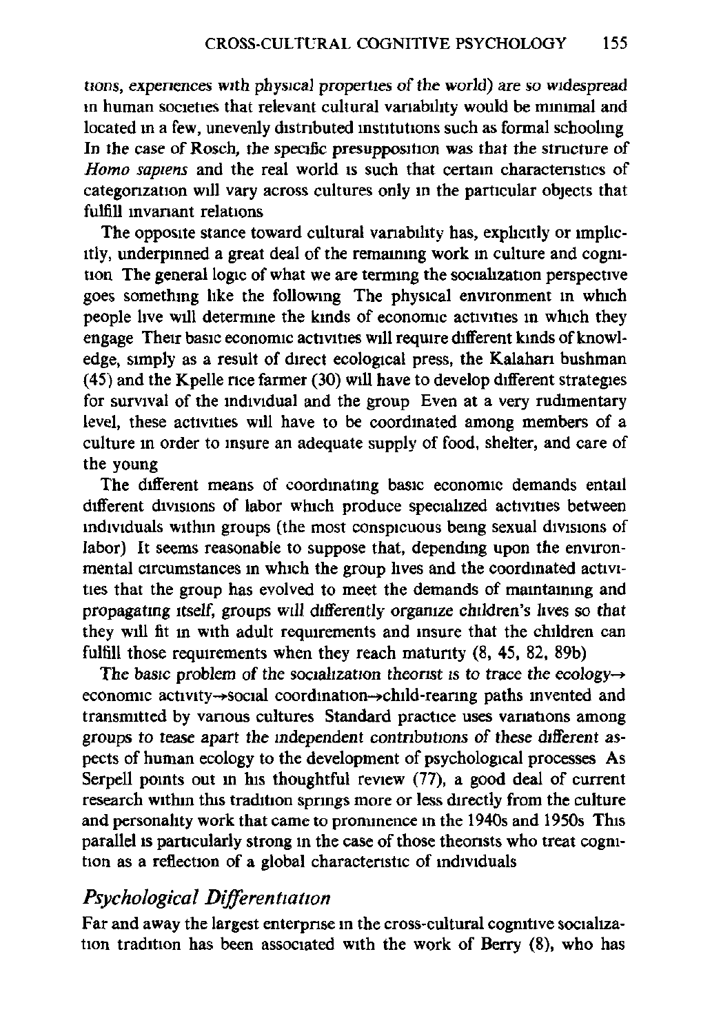tions, experiences with physical properties of the world) are so widespread in human societies that relevant cultural variability would be minimal and located in a few, unevenly distributed institutions such as formal schooling In the case of Rosch, the specific presupposition was that the structure of *Homo sapiens* and the real world is such that certain characteristics of categorization will vary across cultures only in the particular objects that fulfill invariant relations

The opposite stance toward cultural variability has, explicitly or implicitly, underpinned a great deal of the remaining work in culture and cognition The general logic of what we are terming the socialization perspective goes something like the following The physical environment in which people live will determine the kinds of economic activities in which they engage Their basic economic activities will require different kinds of knowledge, simply as a result of direct ecological press, the Kalahari bushman (45) and the Kpelle rice farmer (30) will have to develop different strategies for survival of the individual and the group Even at a very rudimentary level, these activities will have to be coordinated among members of a culture in order to insure an adequate supply of food, shelter, and care of the young

The different means of coordinating basic economic demands entail different divisions of labor which produce specialized activities between individuals within groups (the most conspicuous being sexual divisions of labor) It seems reasonable to suppose that, depending upon the environmental circumstances in which the group lives and the coordinated activities that the group has evolved to meet the demands of maintaining and propagating itself, groups will differently organize children's lives so that they will fit in with adult requirements and insure that the children can fulfill those requirements when they reach maturity (8, 45, 82, 89b)

*The basic problem of the socialization theorist is to trace the ecology→* economic activity→social coordination→child-rearing paths invented and transmitted by various cultures Standard practice uses variations among groups to tease apart the independent contributions of these different aspects of human ecology to the development of psychological processes As Serpell points out in his thoughtful review (77), a good deal of current research within this tradition springs more or less directly from the culture and personality work that came to prominence in the 1940s and 1950s This parallel is particularly strong in the case of those theorists who treat cognition as a reflection of a global characteristic of individuals

## *Psychological Differentiation*

Far and away the largest enterprise in the cross-cultural cognitive socialization tradition has been associated with the work of Berry (8), who has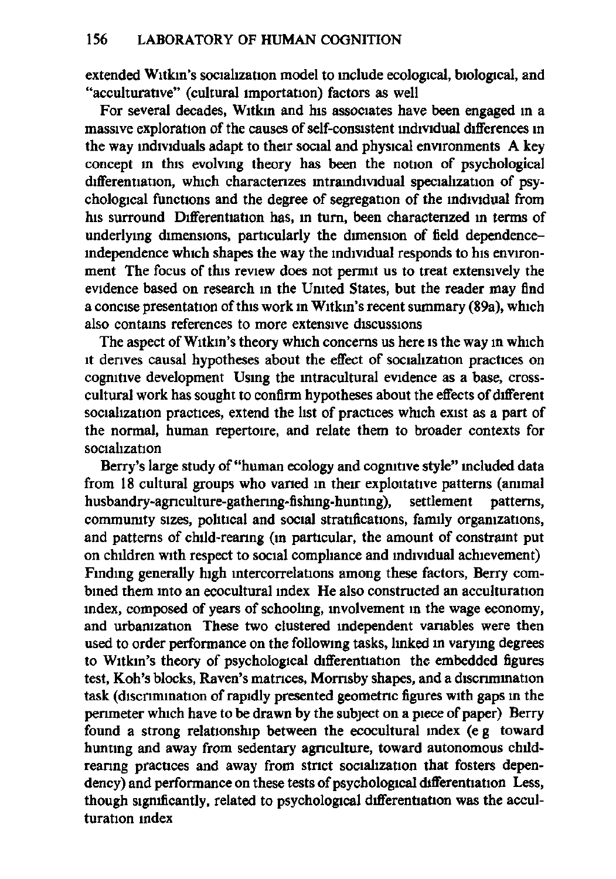extended Witkin's socialization model to include ecological, biological, and "acculturative" (cultural importation) factors as well

For several decades, Witkin and his associates have been engaged in a massive exploration of the causes of self-consistent individual differences in the way individuals adapt to their social and physical environments. A key concept in this evolving theory has been the notion of psychological differentiation, which characterizes intraindividual specialization of psychological functions and the degree of segregation of the individual from his surround. Differentiation has, in turn, been characterized in terms of underlying dimensions, particularly the dimension of field dependence–independence which shapes the way the individual responds to his environment. The focus of this review does not permit us to treat extensively the evidence based on research in the United States, but the reader may find a concise presentation of this work in Witkin's recent summary (89a), which also contains references to more extensive discussions

The aspect of Witkin's theory which concerns us here is the way in which it derives causal hypotheses about the effect of socialization practices on cognitive development. Using the intracultural evidence as a base, cross-cultural work has sought to confirm hypotheses about the effects of different socialization practices, extend the list of practices which exist as a part of the normal, human repertoire, and relate them to broader contexts for socialization

Berry's large study of "human ecology and cognitive style" included data from 18 cultural groups who varied in their exploitative patterns (animal husbandry-agriculture-gathering-fishing-hunting), settlement patterns, community sizes, political and social stratifications, family organizations, and patterns of child-rearing (in particular, the amount of constraint put on children with respect to social compliance and individual achievement). Finding generally high intercorrelations among these factors, Berry combined them into an ecocultural index. He also constructed an acculturation index, composed of years of schooling, involvement in the wage economy, and urbanization. These two clustered independent variables were then used to order performance on the following tasks, linked in varying degrees to Witkin's theory of psychological differentiation: the embedded figures test, Koh's blocks, Raven's matrices, Morrisby shapes, and a discrimination task (discrimination of rapidly presented geometric figures with gaps in the perimeter which have to be drawn by the subject on a piece of paper). Berry found a strong relationship between the ecocultural index (e.g. toward hunting and away from sedentary agriculture, toward autonomous child-rearing practices and away from strict socialization that fosters dependency) and performance on these tests of psychological differentiation. Less, though significantly, related to psychological differentiation was the acculturation index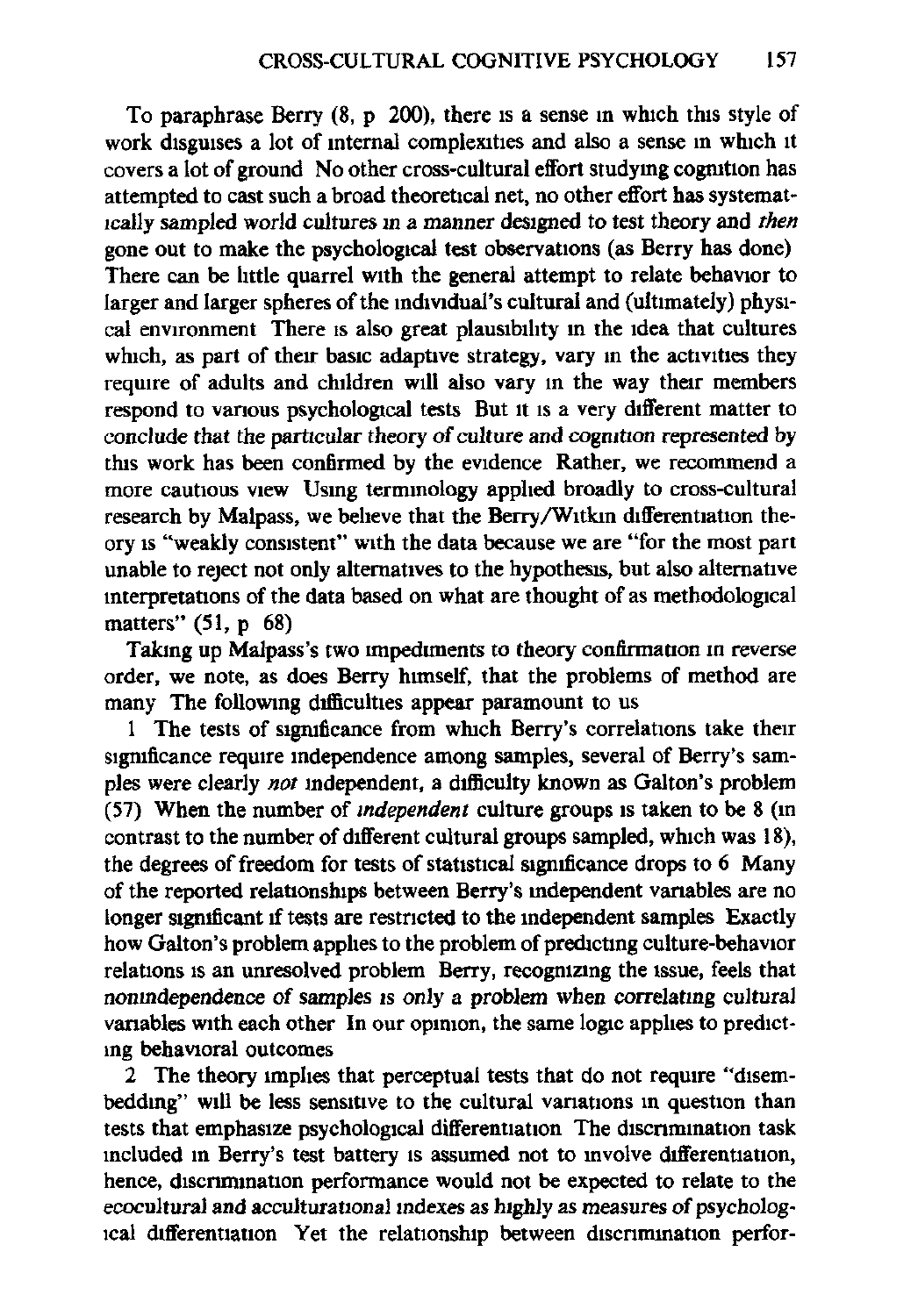To paraphrase Berry (8, p 200), there is a sense in which this style of work disguises a lot of internal complexities and also a sense in which it covers a lot of ground No other cross-cultural effort studying cognition has attempted to cast such a broad theoretical net, no other effort has systematically sampled world cultures in a manner designed to test theory and *then* gone out to make the psychological test observations (as Berry has done) There can be little quarrel with the general attempt to relate behavior to larger and larger spheres of the individual's cultural and (ultimately) physical environment There is also great plausibility in the idea that cultures which, as part of their basic adaptive strategy, vary in the activities they require of adults and children will also vary in the way their members respond to various psychological tests But it is a very different matter to conclude that the particular theory of culture and cognition represented by this work has been confirmed by the evidence Rather, we recommend a more cautious view Using terminology applied broadly to cross-cultural research by Malpass, we believe that the Berry/Witkin differentiation theory is "weakly consistent" with the data because we are "for the most part unable to reject not only alternatives to the hypothesis, but also alternative interpretations of the data based on what are thought of as methodological matters" (51, p 68)

Taking up Malpass's two impediments to theory confirmation in reverse order, we note, as does Berry himself, that the problems of method are many The following difficulties appear paramount to us

1 The tests of significance from which Berry's correlations take their significance require independence among samples, several of Berry's samples were clearly *not* independent, a difficulty known as Galton's problem (57) When the number of *independent* culture groups is taken to be 8 (in contrast to the number of different cultural groups sampled, which was 18), the degrees of freedom for tests of statistical significance drops to 6 Many of the reported relationships between Berry's independent variables are no longer significant if tests are restricted to the independent samples Exactly how Galton's problem applies to the problem of predicting culture-behavior relations is an unresolved problem Berry, recognizing the issue, feels that nonindependence of samples is only a problem when correlating cultural variables with each other In our opinion, the same logic applies to predicting behavioral outcomes

2 The theory implies that perceptual tests that do not require "disembedding" will be less sensitive to the cultural variations in question than tests that emphasize psychological differentiation The discrimination task included in Berry's test battery is assumed not to involve differentiation, hence, discrimination performance would not be expected to relate to the ecocultural and acculturational indexes as highly as measures of psychological differentiation Yet the relationship between discrimination perfor-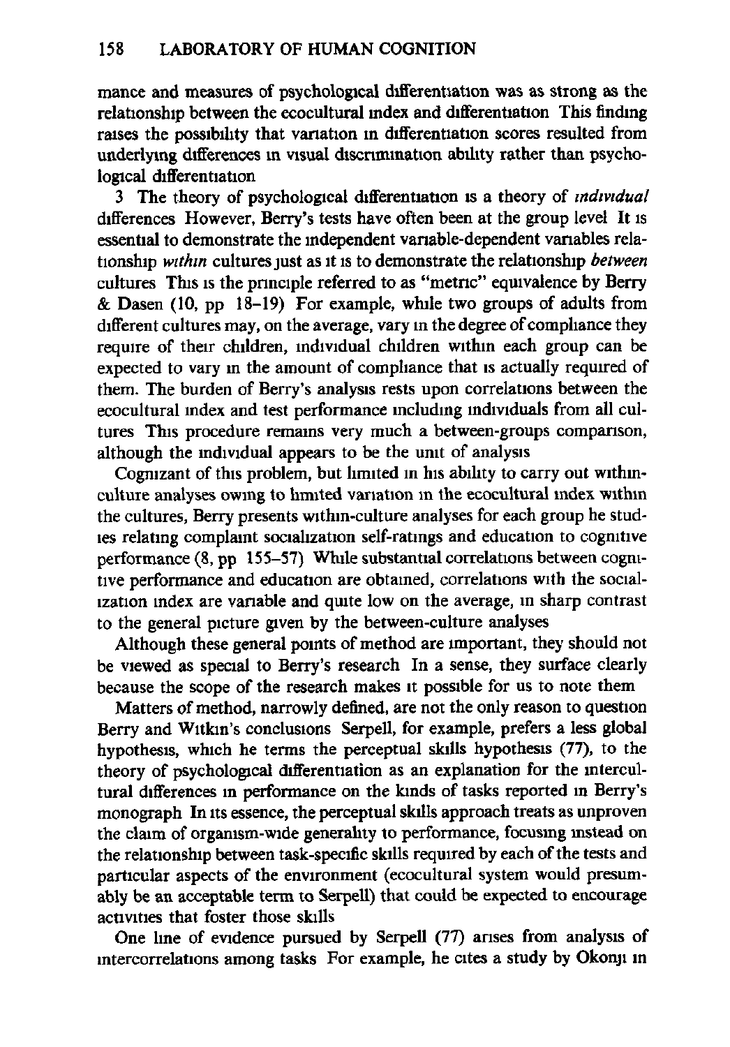mance and measures of psychological differentiation was as strong as the relationship between the ecocultural index and differentiation This finding raises the possibility that variation in differentiation scores resulted from underlying differences in visual discrimination ability rather than psychological differentiation

3 The theory of psychological differentiation is a theory of *individual* differences However, Berry's tests have often been at the group level It is essential to demonstrate the independent variable-dependent variables relationship *within* cultures just as it is to demonstrate the relationship *between* cultures This is the principle referred to as "metric" equivalence by Berry & Dasen (10, pp 18–19) For example, while two groups of adults from different cultures may, on the average, vary in the degree of compliance they require of their children, individual children within each group can be expected to vary in the amount of compliance that is actually required of them. The burden of Berry's analysis rests upon correlations between the ecocultural index and test performance including individuals from all cultures This procedure remains very much a between-groups comparison, although the individual appears to be the unit of analysis

Cognizant of this problem, but limited in his ability to carry out within-culture analyses owing to limited variation in the ecocultural index within the cultures, Berry presents within-culture analyses for each group he studies relating complaint socialization self-ratings and education to cognitive performance (8, pp 155–57) While substantial correlations between cognitive performance and education are obtained, correlations with the socialization index are variable and quite low on the average, in sharp contrast to the general picture given by the between-culture analyses

Although these general points of method are important, they should not be viewed as special to Berry's research In a sense, they surface clearly because the scope of the research makes it possible for us to note them

Matters of method, narrowly defined, are not the only reason to question Berry and Witkin's conclusions Serpell, for example, prefers a less global hypothesis, which he terms the perceptual skills hypothesis (77), to the theory of psychological differentiation as an explanation for the intercultural differences in performance on the kinds of tasks reported in Berry's monograph In its essence, the perceptual skills approach treats as unproven the claim of organism-wide generality to performance, focusing instead on the relationship between task-specific skills required by each of the tests and particular aspects of the environment (ecocultural system would presumably be an acceptable term to Serpell) that could be expected to encourage activities that foster those skills

One line of evidence pursued by Serpell (77) arises from analysis of intercorrelations among tasks For example, he cites a study by Okonji in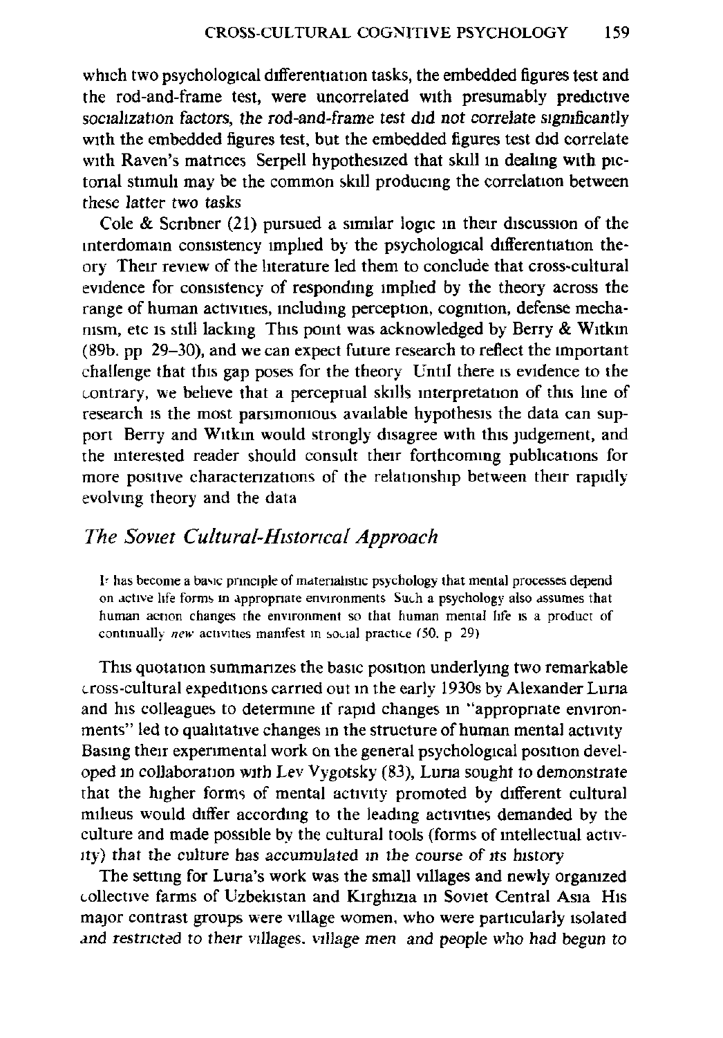which two psychological differentiation tasks, the embedded figures test and the rod-and-frame test, were uncorrelated with presumably predictive socialization factors, the rod-and-frame test did not correlate significantly with the embedded figures test, but the embedded figures test did correlate with Raven's matrices Serpell hypothesized that skill in dealing with pictorial stimuli may be the common skill producing the correlation between these latter two tasks

Cole & Scribner (21) pursued a similar logic in their discussion of the interdomain consistency implied by the psychological differentiation theory Their review of the literature led them to conclude that cross-cultural evidence for consistency of responding implied by the theory across the range of human activities, including perception, cognition, defense mechanism, etc is still lacking This point was acknowledged by Berry & Witkin (89b. pp 29–30), and we can expect future research to reflect the important challenge that this gap poses for the theory Until there is evidence to the contrary, we believe that a perceptual skills interpretation of this line of research is the most parsimonious available hypothesis the data can support Berry and Witkin would strongly disagree with this judgement, and the interested reader should consult their forthcoming publications for more positive characterizations of the relationship between their rapidly evolving theory and the data

## *The Soviet Cultural-Historical Approach*

> It has become a basic principle of materialistic psychology that mental processes depend on active life forms in appropriate environments Such a psychology also assumes that human action changes the environment so that human mental life is a product of continually *new* activities manifest in social practice (50. p 29)

This quotation summarizes the basic position underlying two remarkable cross-cultural expeditions carried out in the early 1930s by Alexander Luria and his colleagues to determine if rapid changes in "appropriate environments" led to qualitative changes in the structure of human mental activity Basing their experimental work on the general psychological position developed in collaboration with Lev Vygotsky (83), Luria sought to demonstrate that the higher forms of mental activity promoted by different cultural milieus would differ according to the leading activities demanded by the culture and made possible by the cultural tools (forms of intellectual activity) that the culture has accumulated in the course of its history

The setting for Luria's work was the small villages and newly organized collective farms of Uzbekistan and Kirghizia in Soviet Central Asia His major contrast groups were village women, who were particularly isolated and restricted to their villages, village men and people who had begun to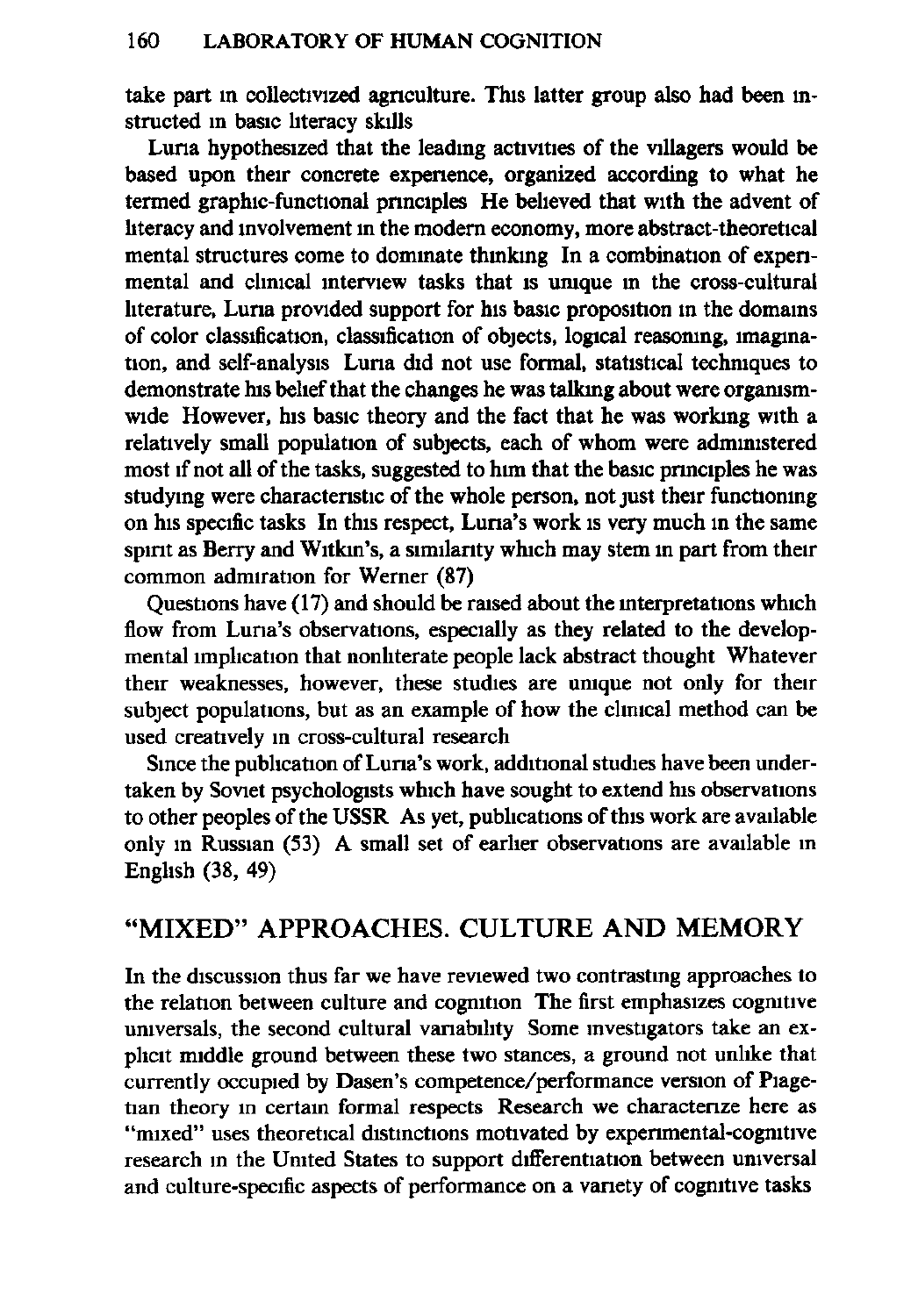take part in collectivized agriculture. This latter group also had been instructed in basic literacy skills

Luria hypothesized that the leading activities of the villagers would be based upon their concrete experience, organized according to what he termed graphic-functional principles He believed that with the advent of literacy and involvement in the modern economy, more abstract-theoretical mental structures come to dominate thinking In a combination of experimental and clinical interview tasks that is unique in the cross-cultural literature, Luria provided support for his basic proposition in the domains of color classification, classification of objects, logical reasoning, imagination, and self-analysis Luria did not use formal, statistical techniques to demonstrate his belief that the changes he was talking about were organism-wide However, his basic theory and the fact that he was working with a relatively small population of subjects, each of whom were administered most if not all of the tasks, suggested to him that the basic principles he was studying were characteristic of the whole person, not just their functioning on his specific tasks In this respect, Luria's work is very much in the same spirit as Berry and Witkin's, a similarity which may stem in part from their common admiration for Werner (87)

Questions have (17) and should be raised about the interpretations which flow from Luria's observations, especially as they related to the developmental implication that nonliterate people lack abstract thought Whatever their weaknesses, however, these studies are unique not only for their subject populations, but as an example of how the clinical method can be used creatively in cross-cultural research

Since the publication of Luria's work, additional studies have been undertaken by Soviet psychologists which have sought to extend his observations to other peoples of the USSR As yet, publications of this work are available only in Russian (53) A small set of earlier observations are available in English (38, 49)

## "MIXED" APPROACHES. CULTURE AND MEMORY

In the discussion thus far we have reviewed two contrasting approaches to the relation between culture and cognition The first emphasizes cognitive universals, the second cultural variability Some investigators take an explicit middle ground between these two stances, a ground not unlike that currently occupied by Dasen's competence/performance version of Piagetian theory in certain formal respects Research we characterize here as "mixed" uses theoretical distinctions motivated by experimental-cognitive research in the United States to support differentiation between universal and culture-specific aspects of performance on a variety of cognitive tasks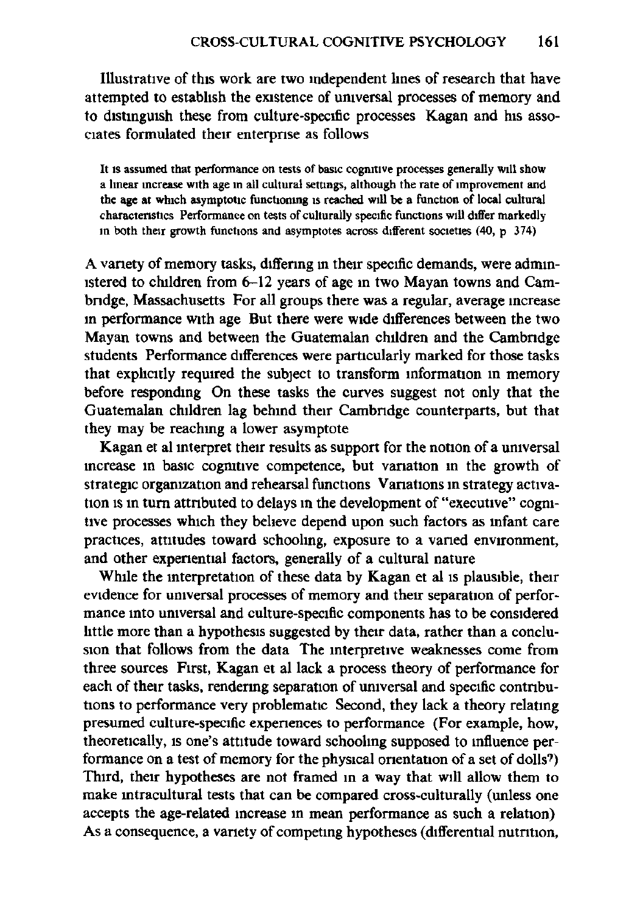Illustrative of this work are two independent lines of research that have attempted to establish the existence of universal processes of memory and to distinguish these from culture-specific processes Kagan and his associates formulated their enterprise as follows

> It is assumed that performance on tests of basic cognitive processes generally will show a linear increase with age in all cultural settings, although the rate of improvement and the age at which asymptotic functioning is reached will be a function of local cultural characteristics Performance on tests of culturally specific functions will differ markedly in both their growth functions and asymptotes across different societies (40, p 374)

A variety of memory tasks, differing in their specific demands, were administered to children from 6–12 years of age in two Mayan towns and Cambridge, Massachusetts For all groups there was a regular, average increase in performance with age But there were wide differences between the two Mayan towns and between the Guatemalan children and the Cambridge students Performance differences were particularly marked for those tasks that explicitly required the subject to transform information in memory before responding On these tasks the curves suggest not only that the Guatemalan children lag behind their Cambridge counterparts, but that they may be reaching a lower asymptote

Kagan et al interpret their results as support for the notion of a universal increase in basic cognitive competence, but variation in the growth of strategic organization and rehearsal functions Variations in strategy activation is in turn attributed to delays in the development of "executive" cognitive processes which they believe depend upon such factors as infant care practices, attitudes toward schooling, exposure to a varied environment, and other experiential factors, generally of a cultural nature

While the interpretation of these data by Kagan et al is plausible, their evidence for universal processes of memory and their separation of performance into universal and culture-specific components has to be considered little more than a hypothesis suggested by their data, rather than a conclusion that follows from the data The interpretive weaknesses come from three sources First, Kagan et al lack a process theory of performance for each of their tasks, rendering separation of universal and specific contributions to performance very problematic Second, they lack a theory relating presumed culture-specific experiences to performance (For example, how, theoretically, is one's attitude toward schooling supposed to influence performance on a test of memory for the physical orientation of a set of dolls?) Third, their hypotheses are not framed in a way that will allow them to make intracultural tests that can be compared cross-culturally (unless one accepts the age-related increase in mean performance as such a relation) As a consequence, a variety of competing hypotheses (differential nutrition,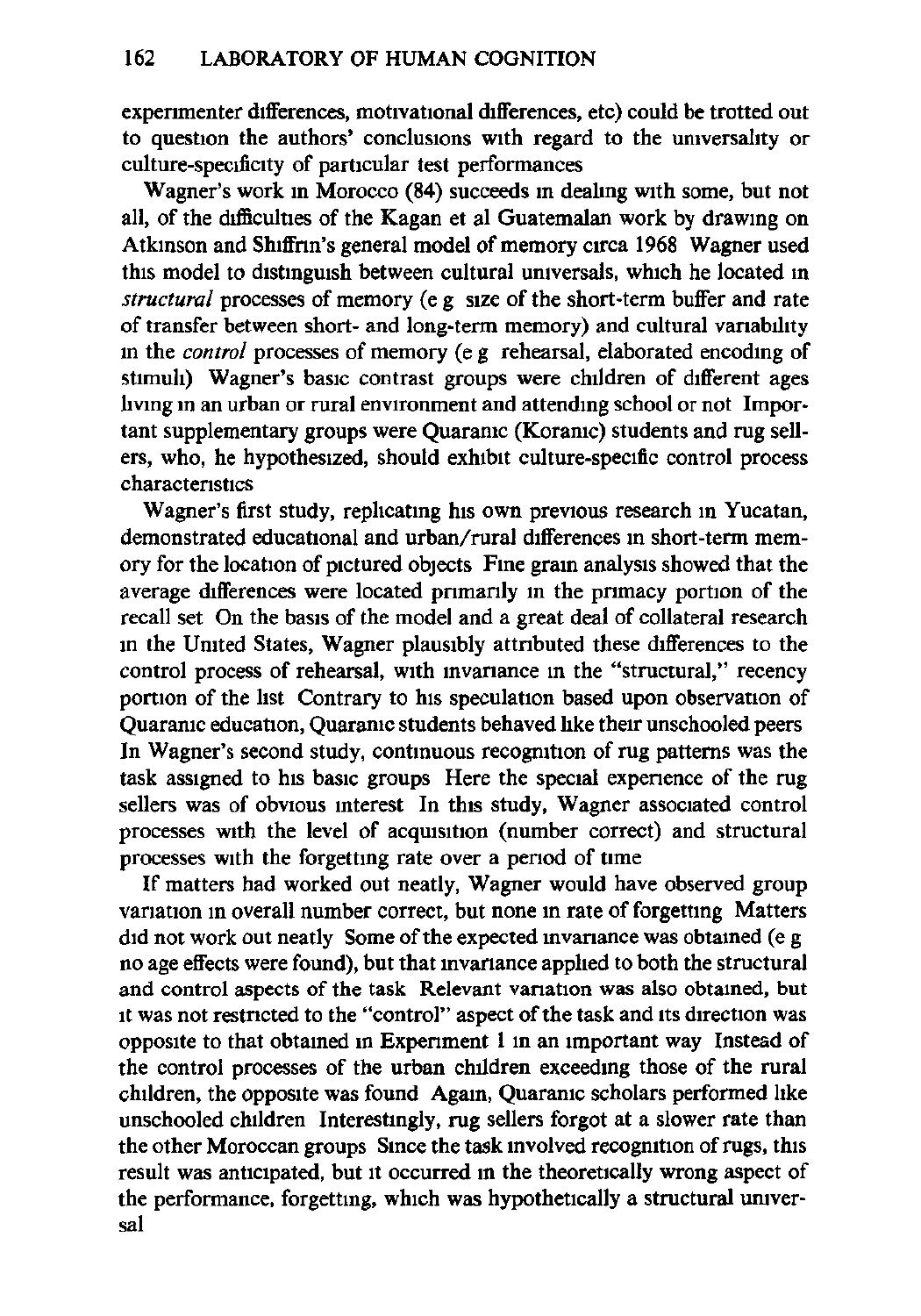experimenter differences, motivational differences, etc) could be trotted out to question the authors' conclusions with regard to the universality or culture-specificity of particular test performances

Wagner's work in Morocco (84) succeeds in dealing with some, but not all, of the difficulties of the Kagan et al Guatemalan work by drawing on Atkinson and Shiffrin's general model of memory circa 1968 Wagner used this model to distinguish between cultural universals, which he located in *structural* processes of memory (e g size of the short-term buffer and rate of transfer between short- and long-term memory) and cultural variability in the *control* processes of memory (e g rehearsal, elaborated encoding of stimuli) Wagner's basic contrast groups were children of different ages living in an urban or rural environment and attending school or not Important supplementary groups were Quaranic (Koranic) students and rug sellers, who, he hypothesized, should exhibit culture-specific control process characteristics

Wagner's first study, replicating his own previous research in Yucatan, demonstrated educational and urban/rural differences in short-term memory for the location of pictured objects Fine grain analysis showed that the average differences were located primarily in the primacy portion of the recall set On the basis of the model and a great deal of collateral research in the United States, Wagner plausibly attributed these differences to the control process of rehearsal, with invariance in the "structural," recency portion of the list Contrary to his speculation based upon observation of Quaranic education, Quaranic students behaved like their unschooled peers In Wagner's second study, continuous recognition of rug patterns was the task assigned to his basic groups Here the special experience of the rug sellers was of obvious interest In this study, Wagner associated control processes with the level of acquisition (number correct) and structural processes with the forgetting rate over a period of time

If matters had worked out neatly, Wagner would have observed group variation in overall number correct, but none in rate of forgetting Matters did not work out neatly Some of the expected invariance was obtained (e g no age effects were found), but that invariance applied to both the structural and control aspects of the task Relevant variation was also obtained, but it was not restricted to the "control" aspect of the task and its direction was opposite to that obtained in Experiment 1 in an important way Instead of the control processes of the urban children exceeding those of the rural children, the opposite was found Again, Quaranic scholars performed like unschooled children Interestingly, rug sellers forgot at a slower rate than the other Moroccan groups Since the task involved recognition of rugs, this result was anticipated, but it occurred in the theoretically wrong aspect of the performance, forgetting, which was hypothetically a structural universal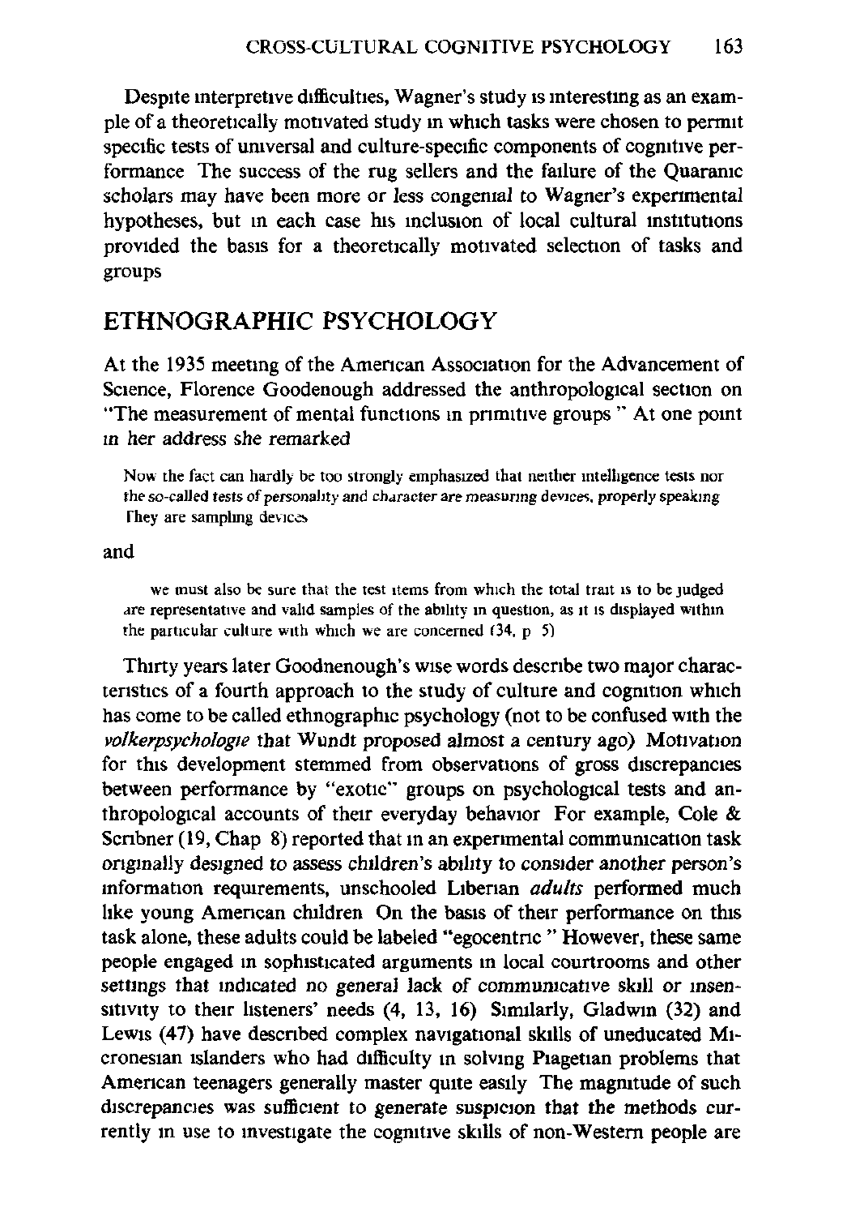Despite interpretive difficulties, Wagner's study is interesting as an example of a theoretically motivated study in which tasks were chosen to permit specific tests of universal and culture-specific components of cognitive performance The success of the rug sellers and the failure of the Quaranic scholars may have been more or less congenial to Wagner's experimental hypotheses, but in each case his inclusion of local cultural institutions provided the basis for a theoretically motivated selection of tasks and groups

## ETHNOGRAPHIC PSYCHOLOGY

At the 1935 meeting of the American Association for the Advancement of Science, Florence Goodenough addressed the anthropological section on "The measurement of mental functions in primitive groups " At one point in her address she remarked

> Now the fact can hardly be too strongly emphasized that neither intelligence tests nor the so-called tests of personality and character are measuring devices, properly speaking They are sampling devices

and

> we must also be sure that the test items from which the total trait is to be judged are representative and valid samples of the ability in question, as it is displayed within the particular culture with which we are concerned (34, p 5)

Thirty years later Goodnenough's wise words describe two major characteristics of a fourth approach to the study of culture and cognition which has come to be called ethnographic psychology (not to be confused with the *volkerpsychologie* that Wundt proposed almost a century ago) Motivation for this development stemmed from observations of gross discrepancies between performance by "exotic" groups on psychological tests and anthropological accounts of their everyday behavior For example, Cole & Scribner (19, Chap 8) reported that in an experimental communication task originally designed to assess children's ability to consider another person's information requirements, unschooled Liberian *adults* performed much like young American children On the basis of their performance on this task alone, these adults could be labeled "egocentric " However, these same people engaged in sophisticated arguments in local courtrooms and other settings that indicated no general lack of communicative skill or insensitivity to their listeners' needs (4, 13, 16) Similarly, Gladwin (32) and Lewis (47) have described complex navigational skills of uneducated Micronesian islanders who had difficulty in solving Piagetian problems that American teenagers generally master quite easily The magnitude of such discrepancies was sufficient to generate suspicion that the methods currently in use to investigate the cognitive skills of non-Western people are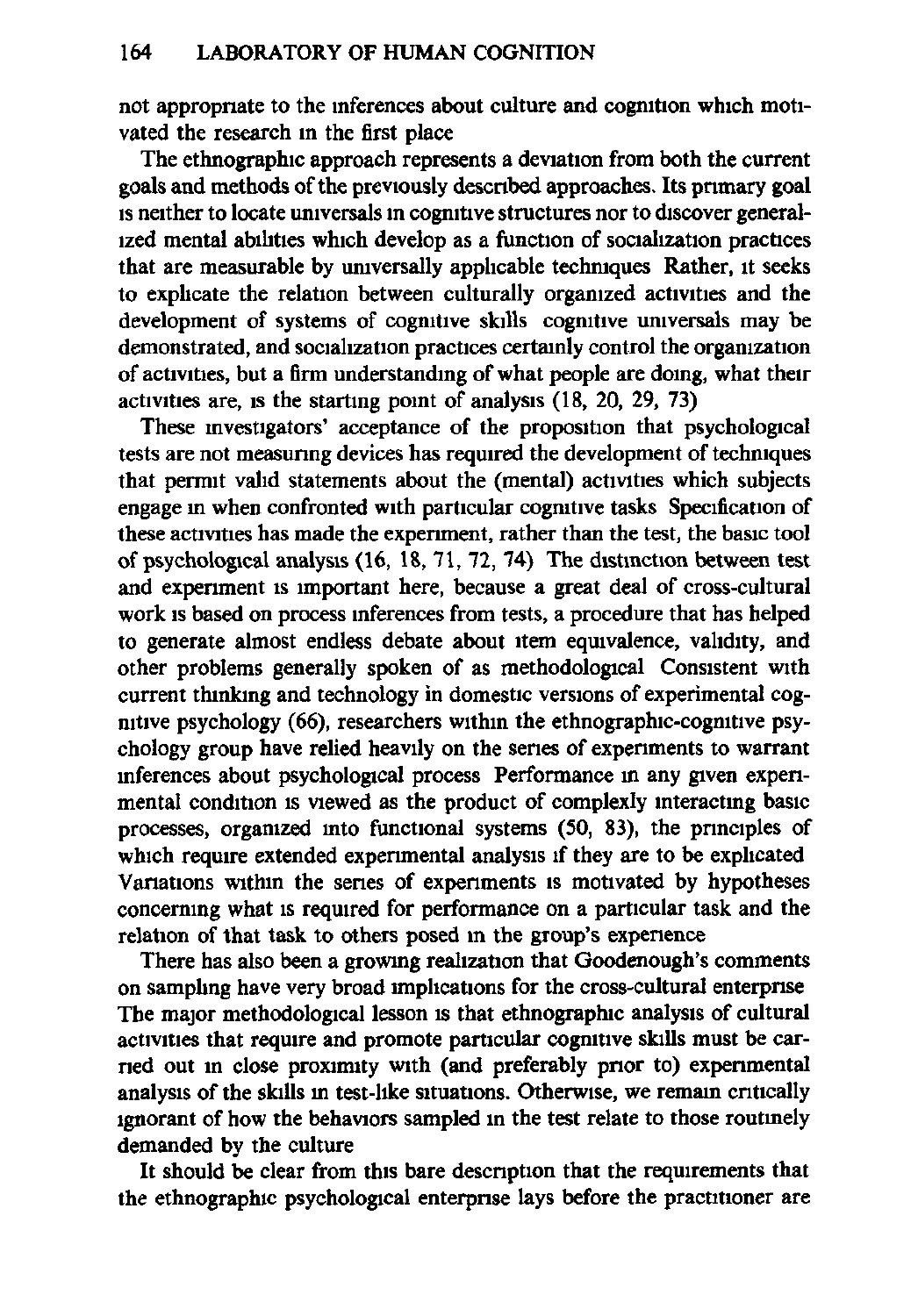not appropriate to the inferences about culture and cognition which motivated the research in the first place

The ethnographic approach represents a deviation from both the current goals and methods of the previously described approaches. Its primary goal is neither to locate universals in cognitive structures nor to discover generalized mental abilities which develop as a function of socialization practices that are measurable by universally applicable techniques Rather, it seeks to explicate the relation between culturally organized activities and the development of systems of cognitive skills cognitive universals may be demonstrated, and socialization practices certainly control the organization of activities, but a firm understanding of what people are doing, what their activities are, is the starting point of analysis (18, 20, 29, 73)

These investigators' acceptance of the proposition that psychological tests are not measuring devices has required the development of techniques that permit valid statements about the (mental) activities which subjects engage in when confronted with particular cognitive tasks Specification of these activities has made the experiment, rather than the test, the basic tool of psychological analysis (16, 18, 71, 72, 74) The distinction between test and experiment is important here, because a great deal of cross-cultural work is based on process inferences from tests, a procedure that has helped to generate almost endless debate about item equivalence, validity, and other problems generally spoken of as methodological Consistent with current thinking and technology in domestic versions of experimental cognitive psychology (66), researchers within the ethnographic-cognitive psychology group have relied heavily on the series of experiments to warrant inferences about psychological process Performance in any given experimental condition is viewed as the product of complexly interacting basic processes, organized into functional systems (50, 83), the principles of which require extended experimental analysis if they are to be explicated Variations within the series of experiments is motivated by hypotheses concerning what is required for performance on a particular task and the relation of that task to others posed in the group's experience

There has also been a growing realization that Goodenough's comments on sampling have very broad implications for the cross-cultural enterprise The major methodological lesson is that ethnographic analysis of cultural activities that require and promote particular cognitive skills must be carried out in close proximity with (and preferably prior to) experimental analysis of the skills in test-like situations. Otherwise, we remain critically ignorant of how the behaviors sampled in the test relate to those routinely demanded by the culture

It should be clear from this bare description that the requirements that the ethnographic psychological enterprise lays before the practitioner are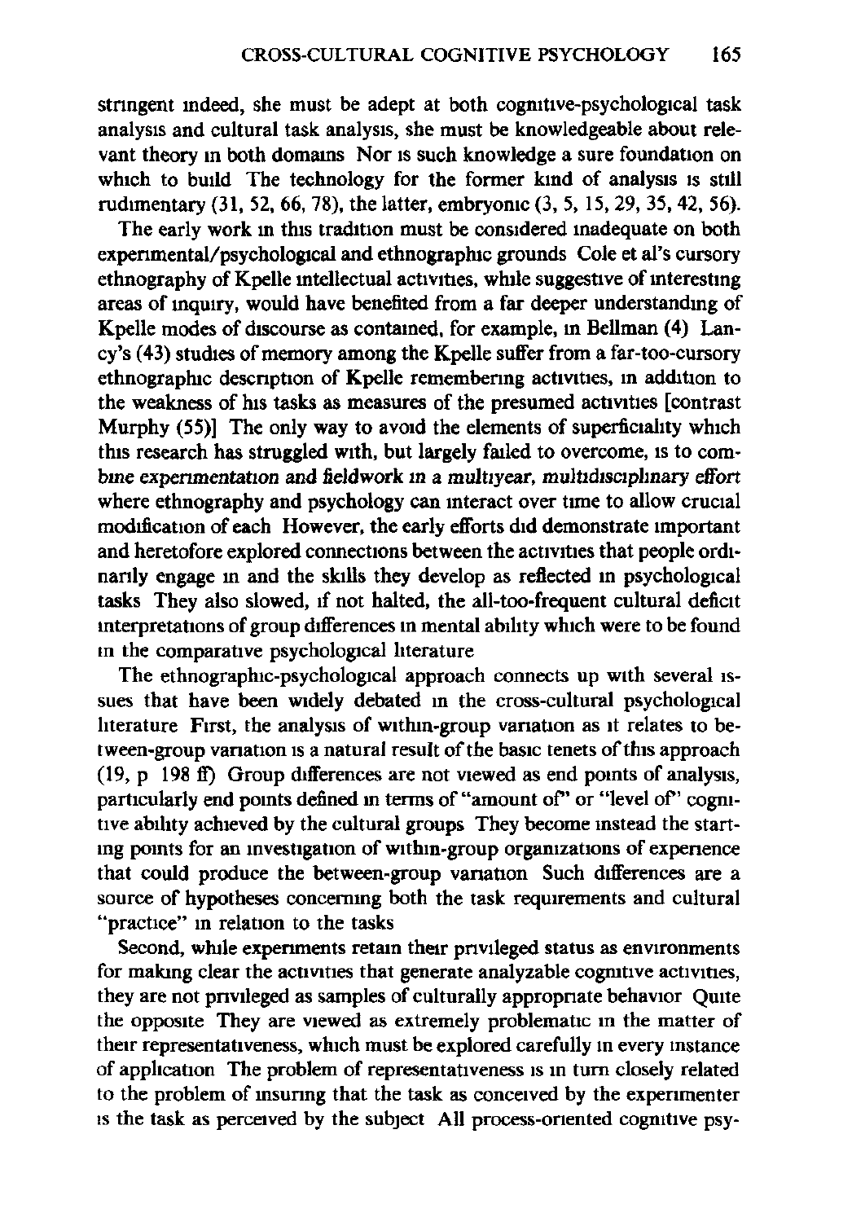stringent indeed, she must be adept at both cognitive-psychological task analysis and cultural task analysis, she must be knowledgeable about relevant theory in both domains Nor is such knowledge a sure foundation on which to build The technology for the former kind of analysis is still rudimentary (31, 52, 66, 78), the latter, embryonic (3, 5, 15, 29, 35, 42, 56).

The early work in this tradition must be considered inadequate on both experimental/psychological and ethnographic grounds Cole et al's cursory ethnography of Kpelle intellectual activities, while suggestive of interesting areas of inquiry, would have benefited from a far deeper understanding of Kpelle modes of discourse as contained, for example, in Bellman (4) Lancy's (43) studies of memory among the Kpelle suffer from a far-too-cursory ethnographic description of Kpelle remembering activities, in addition to the weakness of his tasks as measures of the presumed activities [contrast Murphy (55)] The only way to avoid the elements of superficiality which this research has struggled with, but largely failed to overcome, is to combine experimentation and fieldwork in a multiyear, multidisciplinary effort where ethnography and psychology can interact over time to allow crucial modification of each However, the early efforts did demonstrate important and heretofore explored connections between the activities that people ordinarily engage in and the skills they develop as reflected in psychological tasks They also slowed, if not halted, the all-too-frequent cultural deficit interpretations of group differences in mental ability which were to be found in the comparative psychological literature

The ethnographic-psychological approach connects up with several issues that have been widely debated in the cross-cultural psychological literature First, the analysis of within-group variation as it relates to between-group variation is a natural result of the basic tenets of this approach (19, p 198 ff) Group differences are not viewed as end points of analysis, particularly end points defined in terms of "amount of" or "level of" cognitive ability achieved by the cultural groups They become instead the starting points for an investigation of within-group organizations of experience that could produce the between-group variation Such differences are a source of hypotheses concerning both the task requirements and cultural "practice" in relation to the tasks

Second, while experiments retain their privileged status as environments for making clear the activities that generate analyzable cognitive activities, they are not privileged as samples of culturally appropriate behavior Quite the opposite They are viewed as extremely problematic in the matter of their representativeness, which must be explored carefully in every instance of application The problem of representativeness is in turn closely related to the problem of insuring that the task as conceived by the experimenter is the task as perceived by the subject All process-oriented cognitive psy-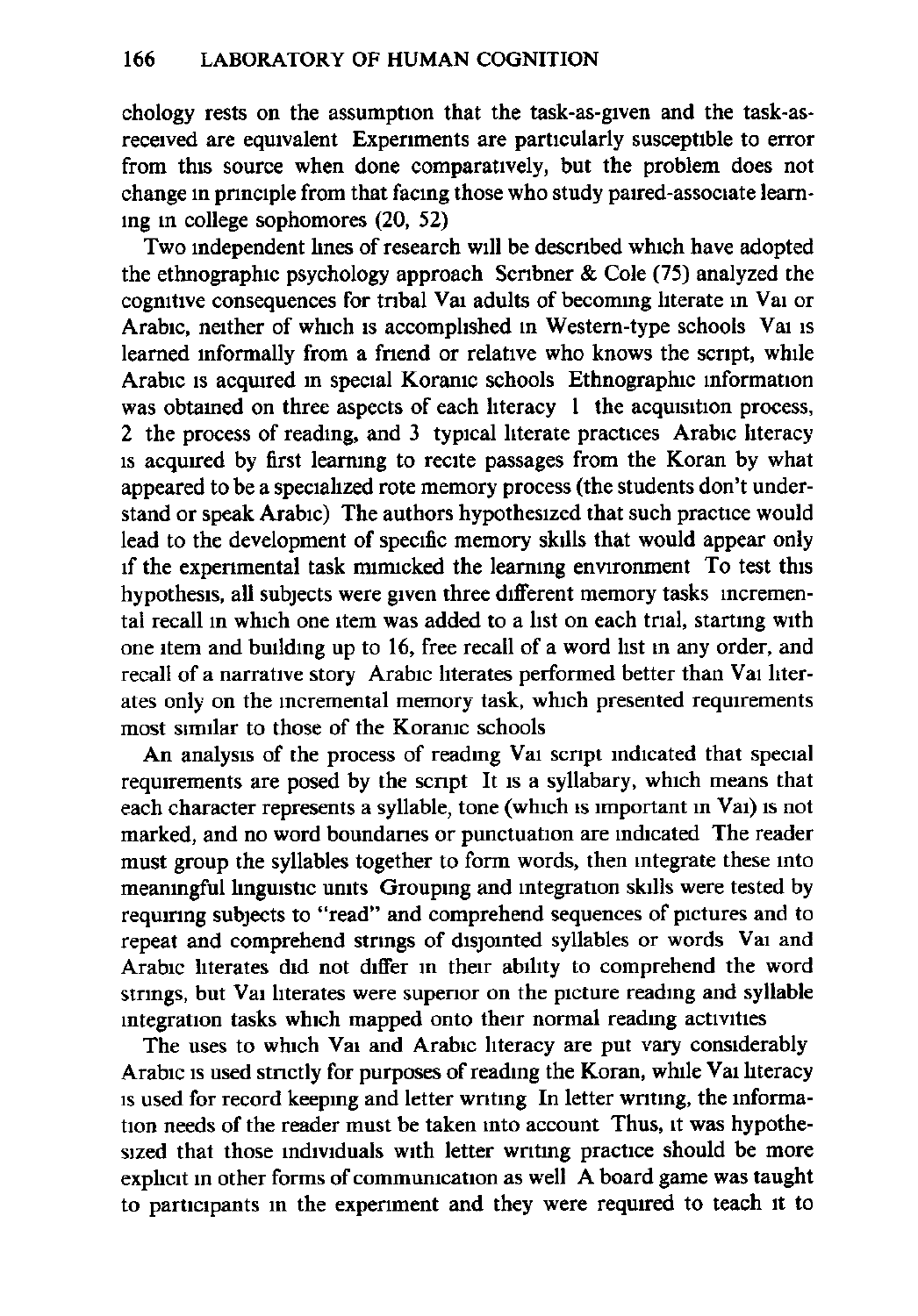chology rests on the assumption that the task-as-given and the task-as-received are equivalent Experiments are particularly susceptible to error from this source when done comparatively, but the problem does not change in principle from that facing those who study paired-associate learning in college sophomores (20, 52)

Two independent lines of research will be described which have adopted the ethnographic psychology approach Scribner & Cole (75) analyzed the cognitive consequences for tribal Vai adults of becoming literate in Vai or Arabic, neither of which is accomplished in Western-type schools Vai is learned informally from a friend or relative who knows the script, while Arabic is acquired in special Koranic schools Ethnographic information was obtained on three aspects of each literacy 1 the acquisition process, 2 the process of reading, and 3 typical literate practices Arabic literacy is acquired by first learning to recite passages from the Koran by what appeared to be a specialized rote memory process (the students don't understand or speak Arabic) The authors hypothesized that such practice would lead to the development of specific memory skills that would appear only if the experimental task mimicked the learning environment To test this hypothesis, all subjects were given three different memory tasks incremental recall in which one item was added to a list on each trial, starting with one item and building up to 16, free recall of a word list in any order, and recall of a narrative story Arabic literates performed better than Vai literates only on the incremental memory task, which presented requirements most similar to those of the Koranic schools

An analysis of the process of reading Vai script indicated that special requirements are posed by the script It is a syllabary, which means that each character represents a syllable, tone (which is important in Vai) is not marked, and no word boundaries or punctuation are indicated The reader must group the syllables together to form words, then integrate these into meaningful linguistic units Grouping and integration skills were tested by requiring subjects to "read" and comprehend sequences of pictures and to repeat and comprehend strings of disjointed syllables or words Vai and Arabic literates did not differ in their ability to comprehend the word strings, but Vai literates were superior on the picture reading and syllable integration tasks which mapped onto their normal reading activities

The uses to which Vai and Arabic literacy are put vary considerably Arabic is used strictly for purposes of reading the Koran, while Vai literacy is used for record keeping and letter writing In letter writing, the information needs of the reader must be taken into account Thus, it was hypothesized that those individuals with letter writing practice should be more explicit in other forms of communication as well A board game was taught to participants in the experiment and they were required to teach it to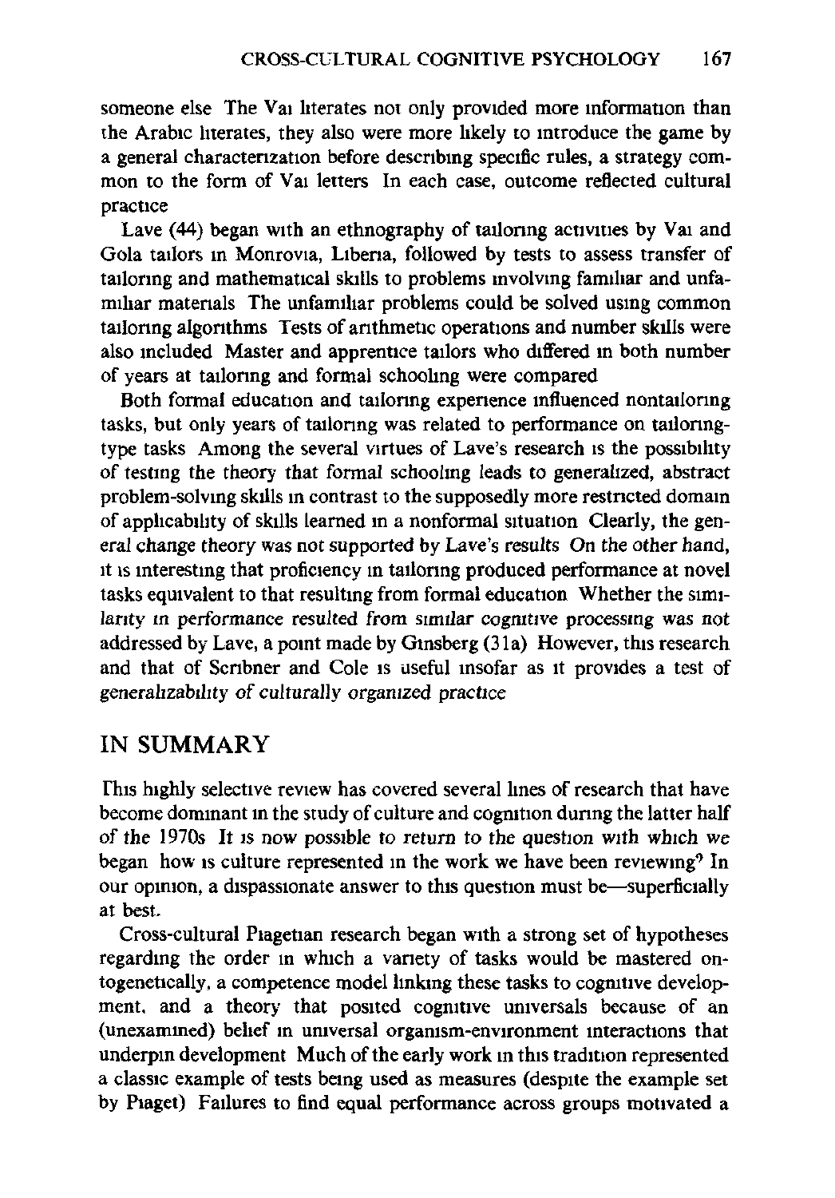someone else The Vai literates not only provided more information than the Arabic literates, they also were more likely to introduce the game by a general characterization before describing specific rules, a strategy common to the form of Vai letters In each case, outcome reflected cultural practice

Lave (44) began with an ethnography of tailoring activities by Vai and Gola tailors in Monrovia, Liberia, followed by tests to assess transfer of tailoring and mathematical skills to problems involving familiar and unfamiliar materials The unfamiliar problems could be solved using common tailoring algorithms Tests of arithmetic operations and number skills were also included Master and apprentice tailors who differed in both number of years at tailoring and formal schooling were compared

Both formal education and tailoring experience influenced nontailoring tasks, but only years of tailoring was related to performance on tailoring-type tasks Among the several virtues of Lave's research is the possibility of testing the theory that formal schooling leads to generalized, abstract problem-solving skills in contrast to the supposedly more restricted domain of applicability of skills learned in a nonformal situation Clearly, the general change theory was not supported by Lave's results On the other hand, it is interesting that proficiency in tailoring produced performance at novel tasks equivalent to that resulting from formal education *Whether the similarity in performance resulted from similar cognitive processing was not addressed by Lave*, a point made by Ginsberg (31a) However, this research and that of Scribner and Cole is useful insofar as it provides a test of *generalizability of culturally organized practice*

## IN SUMMARY

This highly selective review has covered several lines of research that have become dominant in the study of culture and cognition during the latter half of the 1970s *It is now possible to return to the question with which we began how is culture represented in the work we have been reviewing?* In our opinion, a dispassionate answer to this question must be—superficially at best.

Cross-cultural Piagetian research began with a strong set of hypotheses regarding the order in which a variety of tasks would be mastered ontogenetically, a competence model linking these tasks to cognitive development, and a theory that posited cognitive universals because of an (unexamined) belief in universal organism-environment interactions that underpin development Much of the early work in this tradition represented a classic example of tests being used as measures (despite the example set by Piaget) Failures to find equal performance across groups motivated a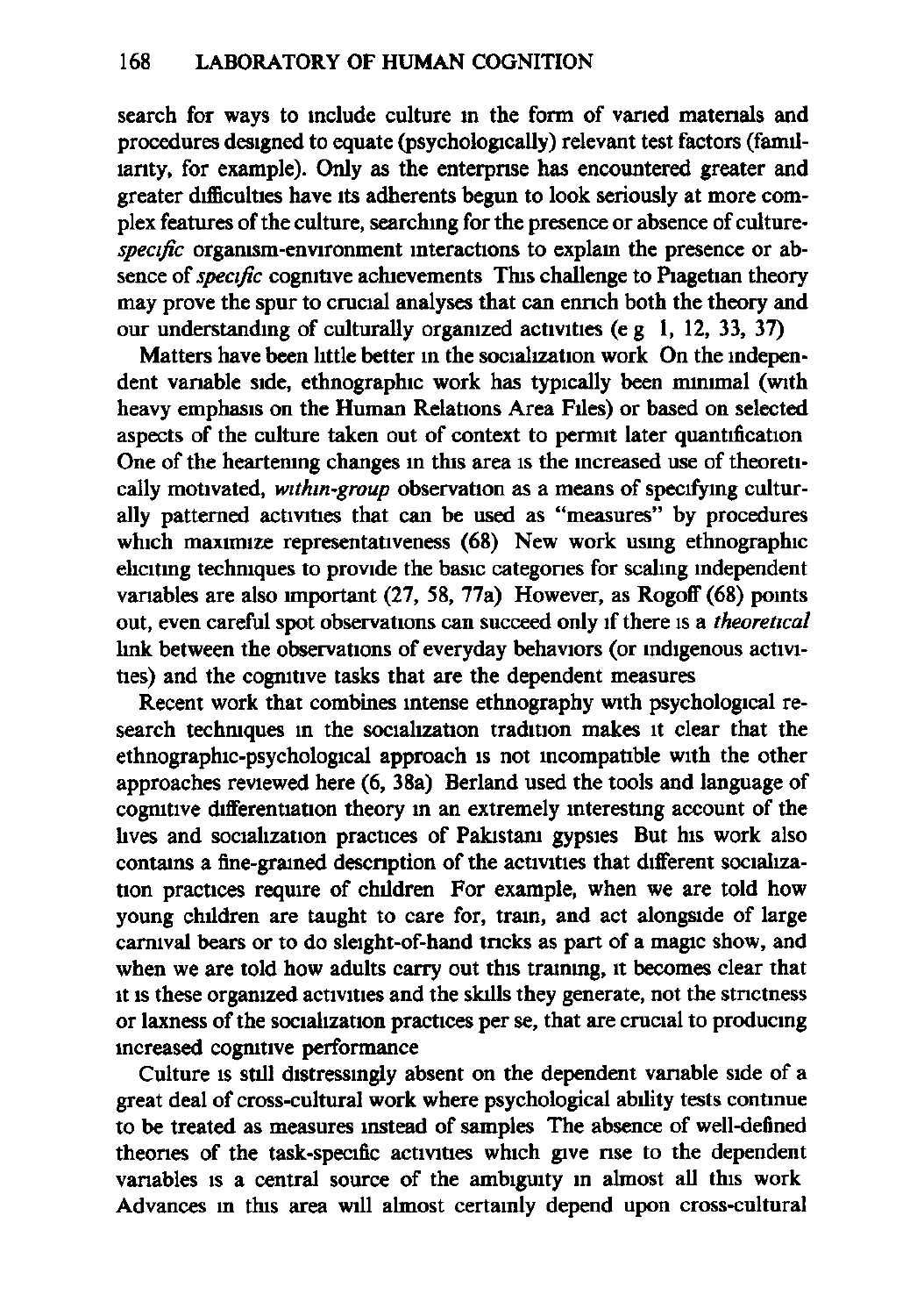search for ways to include culture in the form of varied materials and procedures designed to equate (psychologically) relevant test factors (familiarity, for example). Only as the enterprise has encountered greater and greater difficulties have its adherents begun to look seriously at more complex features of the culture, searching for the presence or absence of culture-*specific* organism-environment interactions to explain the presence or absence of *specific* cognitive achievements This challenge to Piagetian theory may prove the spur to crucial analyses that can enrich both the theory and our understanding of culturally organized activities (e g 1, 12, 33, 37)

Matters have been little better in the socialization work On the independent variable side, ethnographic work has typically been minimal (with heavy emphasis on the Human Relations Area Files) or based on selected aspects of the culture taken out of context to permit later quantification One of the heartening changes in this area is the increased use of theoretically motivated, *within-group* observation as a means of specifying culturally patterned activities that can be used as "measures" by procedures which maximize representativeness (68) New work using ethnographic eliciting techniques to provide the basic categories for scaling independent variables are also important (27, 58, 77a) However, as Rogoff (68) points out, even careful spot observations can succeed only if there is a *theoretical* link between the observations of everyday behaviors (or indigenous activities) and the cognitive tasks that are the dependent measures

Recent work that combines intense ethnography with psychological research techniques in the socialization tradition makes it clear that the ethnographic-psychological approach is not incompatible with the other approaches reviewed here (6, 38a) Berland used the tools and language of cognitive differentiation theory in an extremely interesting account of the lives and socialization practices of Pakistani gypsies But his work also contains a fine-grained description of the activities that different socialization practices require of children For example, when we are told how young children are taught to care for, train, and act alongside of large carnival bears or to do sleight-of-hand tricks as part of a magic show, and when we are told how adults carry out this training, it becomes clear that it is these organized activities and the skills they generate, not the strictness or laxness of the socialization practices per se, that are crucial to producing increased cognitive performance

Culture is still distressingly absent on the dependent variable side of a great deal of cross-cultural work where psychological ability tests continue to be treated as measures instead of samples The absence of well-defined theories of the task-specific activities which give rise to the dependent variables is a central source of the ambiguity in almost all this work Advances in this area will almost certainly depend upon cross-cultural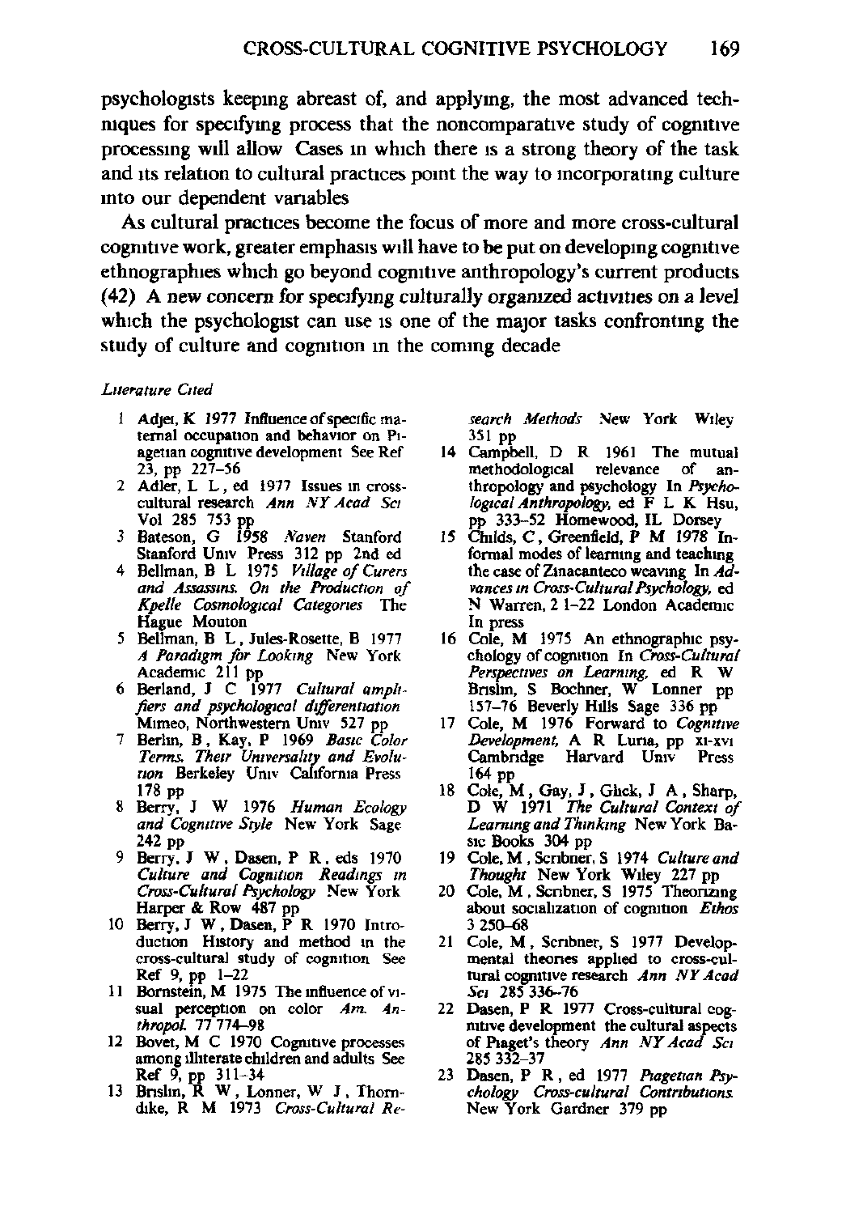psychologists keeping abreast of, and applying, the most advanced techniques for specifying process that the noncomparative study of cognitive processing will allow Cases in which there is a strong theory of the task and its relation to cultural practices point the way to incorporating culture into our dependent variables

As cultural practices become the focus of more and more cross-cultural cognitive work, greater emphasis will have to be put on developing cognitive ethnographies which go beyond cognitive anthropology's current products (42) A new concern for specifying culturally organized activities on a level which the psychologist can use is one of the major tasks confronting the study of culture and cognition in the coming decade

*Literature Cited*

1. Adjei, K 1977 Influence of specific maternal occupation and behavior on Piagetian cognitive development See Ref 23, pp 227–56
2. Adler, L L, ed 1977 Issues in cross-cultural research *Ann NY Acad Sci* Vol 285 753 pp
3. Bateson, G 1958 *Naven* Stanford Stanford Univ Press 312 pp 2nd ed
4. Bellman, B L 1975 *Village of Curers and Assassins. On the Production of Kpelle Cosmological Categories* The Hague Mouton
5. Bellman, B L, Jules-Rosette, B 1977 *A Paradigm for Looking* New York Academic 211 pp
6. Berland, J C 1977 *Cultural amplifiers and psychological differentiation* Mimeo, Northwestern Univ 527 pp
7. Berlin, B, Kay, P 1969 *Basic Color Terms. Their Universality and Evolution* Berkeley Univ California Press 178 pp
8. Berry, J W 1976 *Human Ecology and Cognitive Style* New York Sage 242 pp
9. Berry, J W, Dasen, P R, eds 1970 *Culture and Cognition Readings in Cross-Cultural Psychology* New York Harper & Row 487 pp
10. Berry, J W, Dasen, P R 1970 Introduction History and method in the cross-cultural study of cognition See Ref 9, pp 1–22
11. Bornstein, M 1975 The influence of visual perception on color *Am. Anthropol.* 77 774–98
12. Bovet, M C 1970 Cognitive processes among illiterate children and adults See Ref 9, pp 311–34
13. Brislin, R W, Lonner, W J, Thorndike, R M 1973 *Cross-Cultural Research Methods* New York Wiley 351 pp
14. Campbell, D R 1961 The mutual methodological relevance of anthropology and psychology In *Psychological Anthropology*, ed F L K Hsu, pp 333–52 Homewood, IL Dorsey
15. Childs, C, Greenfield, P M 1978 Informal modes of learning and teaching the case of Zinacanteco weaving In *Advances in Cross-Cultural Psychology*, ed N Warren, 2 1–22 London Academic In press
16. Cole, M 1975 An ethnographic psychology of cognition In *Cross-Cultural Perspectives on Learning*, ed R W Brislin, S Bochner, W Lonner pp 157–76 Beverly Hills Sage 336 pp
17. Cole, M 1976 Forward to *Cognitive Development*, A R Luria, pp xi-xvi Cambridge Harvard Univ Press 164 pp
18. Cole, M, Gay, J, Glick, J A, Sharp, D W 1971 *The Cultural Context of Learning and Thinking* New York Basic Books 304 pp
19. Cole, M, Scribner, S 1974 *Culture and Thought* New York Wiley 227 pp
20. Cole, M, Scribner, S 1975 Theorizing about socialization of cognition *Ethos* 3 250–68
21. Cole, M, Scribner, S 1977 Developmental theories applied to cross-cultural cognitive research *Ann NY Acad Sci* 285 336–76
22. Dasen, P R 1977 Cross-cultural cognitive development the cultural aspects of Piaget's theory *Ann NY Acad Sci* 285 332–37
23. Dasen, P R, ed 1977 *Piagetian Psychology Cross-cultural Contributions* New York Gardner 379 pp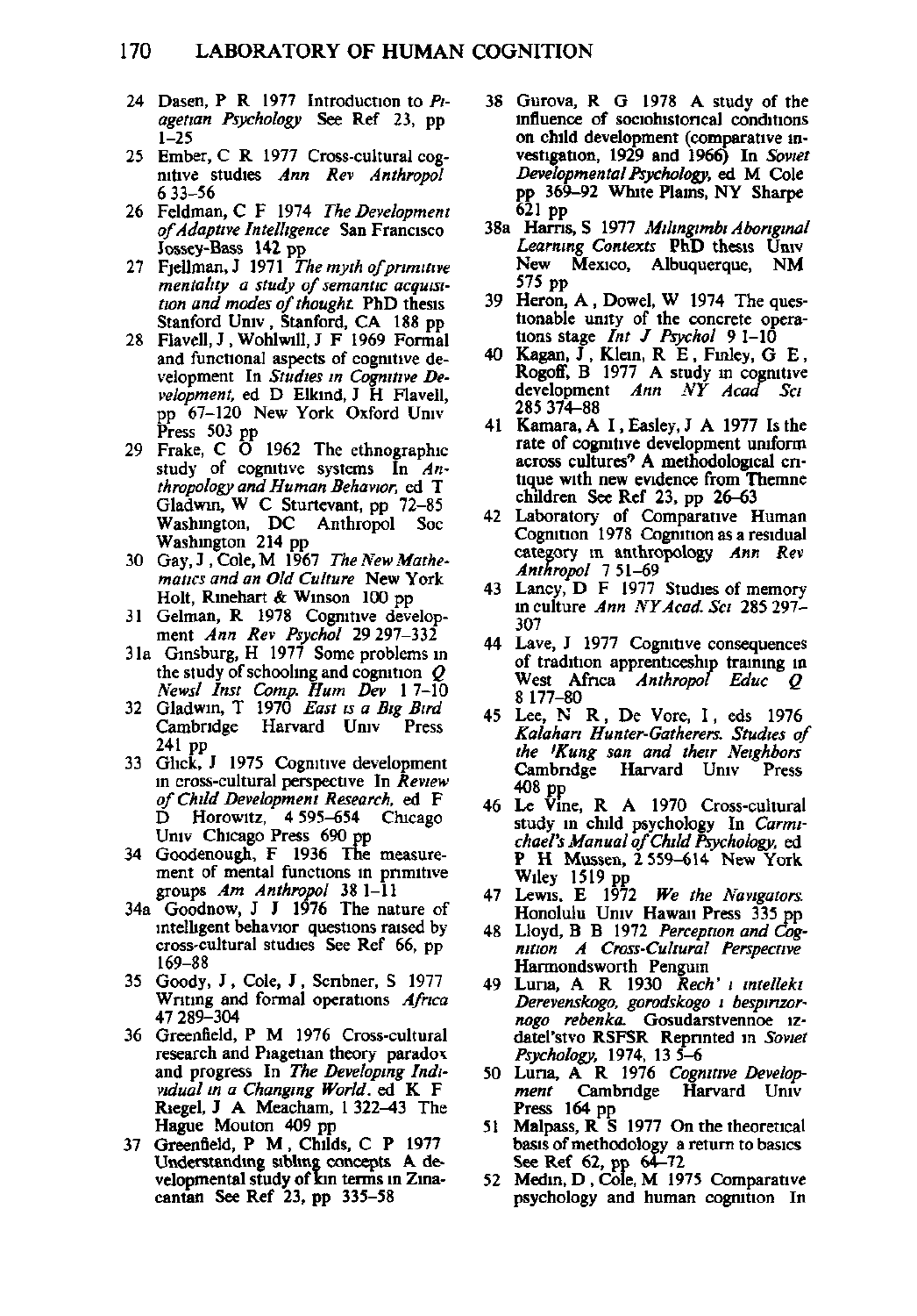24 Dasen, P R 1977 Introduction to *Piagetian Psychology* See Ref 23, pp 1–25

25 Ember, C R 1977 Cross-cultural cognitive studies *Ann Rev Anthropol* 6 33–56

26 Feldman, C F 1974 *The Development of Adaptive Intelligence* San Francisco Jossey-Bass 142 pp

27 Fjellman, J 1971 *The myth of primitive mentality a study of semantic acquisition and modes of thought* PhD thesis Stanford Univ, Stanford, CA 188 pp

28 Flavell, J, Wohlwill, J F 1969 Formal and functional aspects of cognitive development In *Studies in Cognitive Development*, ed D Elkind, J H Flavell, pp 67–120 New York Oxford Univ Press 503 pp

29 Frake, C O 1962 The ethnographic study of cognitive systems In *Anthropology and Human Behavior*, ed T Gladwin, W C Sturtevant, pp 72–85 Washington, DC Anthropol Soc Washington 214 pp

30 Gay, J, Cole, M 1967 *The New Mathematics and an Old Culture* New York Holt, Rinehart & Winson 100 pp

31 Gelman, R 1978 Cognitive development *Ann Rev Psychol* 29 297–332

31a Ginsburg, H 1977 Some problems in the study of schooling and cognition *Q Newsl Inst Comp. Hum Dev* 1 7–10

32 Gladwin, T 1970 *East is a Big Bird* Cambridge Harvard Univ Press 241 pp

33 Glick, J 1975 Cognitive development in cross-cultural perspective In *Review of Child Development Research*, ed F D Horowitz, 4 595–654 Chicago Univ Chicago Press 690 pp

34 Goodenough, F 1936 The measurement of mental functions in primitive groups *Am Anthropol* 38 1–11

34a Goodnow, J J 1976 The nature of intelligent behavior questions raised by cross-cultural studies See Ref 66, pp 169–88

35 Goody, J, Cole, J, Scribner, S 1977 Writing and formal operations *Africa* 47 289–304

36 Greenfield, P M 1976 Cross-cultural research and Piagetian theory paradox and progress In *The Developing Individual in a Changing World*, ed K F Riegel, J A Meacham, 1 322–43 The Hague Mouton 409 pp

37 Greenfield, P M, Childs, C P 1977 Understanding sibling concepts A developmental study of kin terms in Zinacantan See Ref 23, pp 335–58

38 Gurova, R G 1978 A study of the influence of sociohistorical conditions on child development (comparative investigation, 1929 and 1966) In *Soviet Developmental Psychology*, ed M Cole pp 369–92 White Plains, NY Sharpe 621 pp

38a Harris, S 1977 *Milingimbi Aboriginal Learning Contexts* PhD thesis Univ New Mexico, Albuquerque, NM 575 pp

39 Heron, A, Dowel, W 1974 The questionable unity of the concrete operations stage *Int J Psychol* 9 1–10

40 Kagan, J, Klein, R E, Finley, G E, Rogoff, B 1977 A study in cognitive development *Ann NY Acad Sci* 285 374–88

41 Kamara, A I, Easley, J A 1977 Is the rate of cognitive development uniform across cultures? A methodological critique with new evidence from Themne children See Ref 23, pp 26–63

42 Laboratory of Comparative Human Cognition 1978 Cognition as a residual category in anthropology *Ann Rev Anthropol* 7 51–69

43 Lancy, D F 1977 Studies of memory in culture *Ann NY Acad. Sci* 285 297–307

44 Lave, J 1977 Cognitive consequences of tradition apprenticeship training in West Africa *Anthropol Educ Q* 8 177–80

45 Lee, N R, De Vore, I, eds 1976 *Kalahari Hunter-Gatherers. Studies of the !Kung san and their Neighbors* Cambridge Harvard Univ Press 408 pp

46 Le Vine, R A 1970 Cross-cultural study in child psychology In *Carmichael's Manual of Child Psychology*, ed P H Mussen, 2 559–614 New York Wiley 1519 pp

47 Lewis, E 1972 *We the Navigators*. Honolulu Univ Hawaii Press 335 pp

48 Lloyd, B B 1972 *Perception and Cognition A Cross-Cultural Perspective* Harmondsworth Penguin

49 Luria, A R 1930 *Rech' i intellekt Derevenskogo, gorodskogo i bespriizornogo rebenka.* Gosudarstvennoe izdatel'stvo RSFSR Reprinted in *Soviet Psychology*, 1974, 13 5–6

50 Luria, A R 1976 *Cognitive Development* Cambridge Harvard Univ Press 164 pp

51 Malpass, R S 1977 On the theoretical basis of methodology a return to basics See Ref 62, pp 64–72

52 Medin, D, Cole, M 1975 Comparative psychology and human cognition In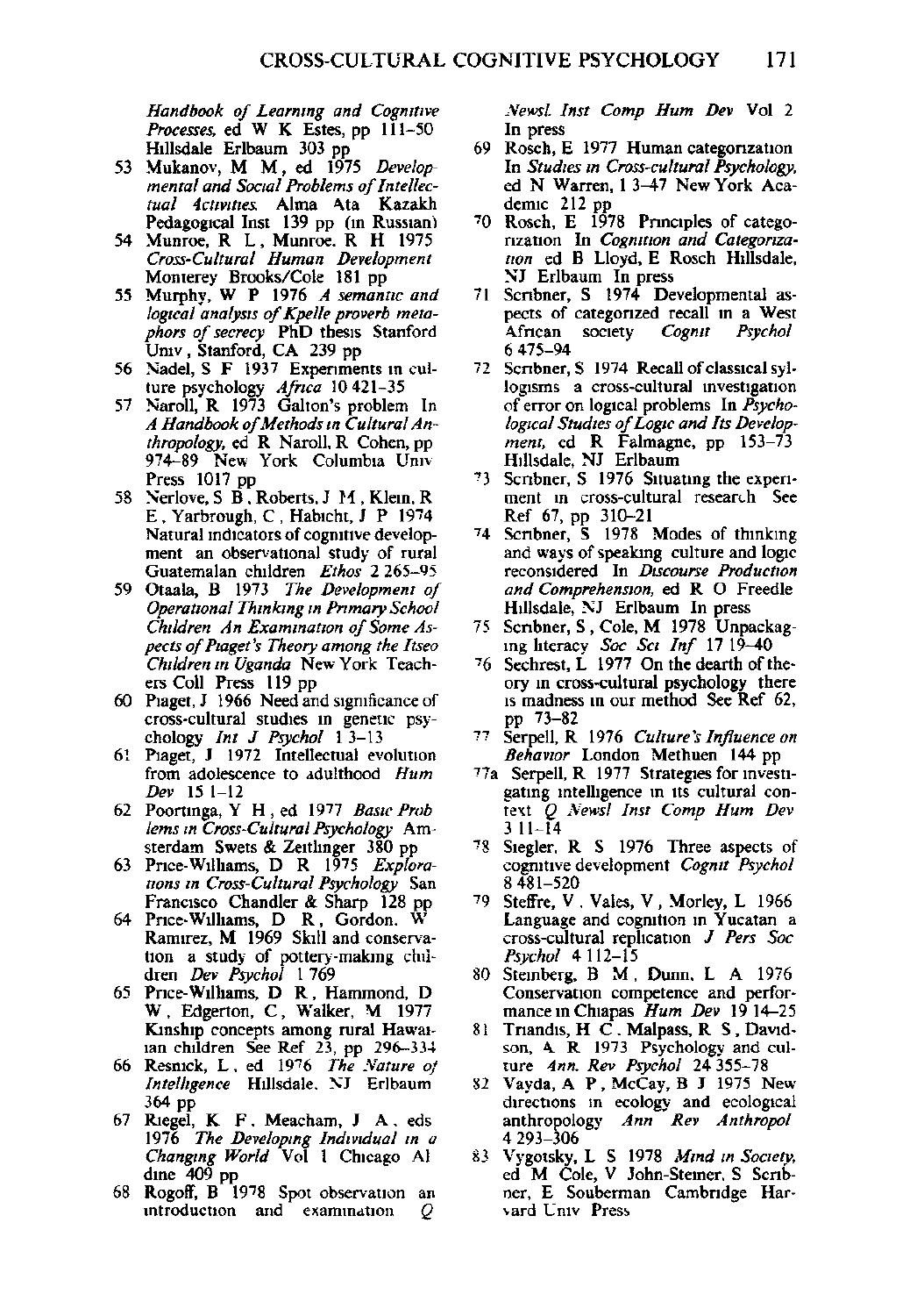*Handbook of Learning and Cognitive Processes*, ed W K Estes, pp 111–50 Hillsdale Erlbaum 303 pp

53 Mukanov, M M, ed 1975 *Developmental and Social Problems of Intellectual Activities* Alma Ata Kazakh Pedagogical Inst 139 pp (in Russian)

54 Munroe, R L, Munroe, R H 1975 *Cross-Cultural Human Development* Monterey Brooks/Cole 181 pp

55 Murphy, W P 1976 *A semantic and logical analysis of Kpelle proverb metaphors of secrecy* PhD thesis Stanford Univ, Stanford, CA 239 pp

56 Nadel, S F 1937 Experiments in culture psychology *Africa* 10 421–35

57 Naroll, R 1973 Galton's problem In *A Handbook of Methods in Cultural Anthropology*, ed R Naroll, R Cohen, pp 974–89 New York Columbia Univ Press 1017 pp

58 Nerlove, S B, Roberts, J M, Klein, R E, Yarbrough, C, Habicht, J P 1974 Natural indicators of cognitive development an observational study of rural Guatemalan children *Ethos* 2 265–95

59 Otaala, B 1973 *The Development of Operational Thinking in Primary School Children An Examination of Some Aspects of Piaget's Theory among the Itseo Children in Uganda* New York Teachers Coll Press 119 pp

60 Piaget, J 1966 Need and significance of cross-cultural studies in genetic psychology *Int J Psychol* 1 3–13

61 Piaget, J 1972 Intellectual evolution from adolescence to adulthood *Hum Dev* 15 1–12

62 Poortinga, Y H, ed 1977 *Basic Problems in Cross-Cultural Psychology* Amsterdam Swets & Zeitlinger 380 pp

63 Price-Williams, D R 1975 *Explorations in Cross-Cultural Psychology* San Francisco Chandler & Sharp 128 pp

64 Price-Williams, D R, Gordon, W Ramirez, M 1969 Skill and conservation a study of pottery-making children *Dev Psychol* 1 769

65 Price-Williams, D R, Hammond, D W, Edgerton, C, Walker, M 1977 Kinship concepts among rural Hawaiian children See Ref 23, pp 296–334

66 Resnick, L, ed 1976 *The Nature of Intelligence* Hillsdale, NJ Erlbaum 364 pp

67 Riegel, K F, Meacham, J A, eds 1976 *The Developing Individual in a Changing World* Vol 1 Chicago Aldine 409 pp

68 Rogoff, B 1978 Spot observation an introduction and examination *Q Newsl Inst Comp Hum Dev* Vol 2 In press

69 Rosch, E 1977 Human categorization In *Studies in Cross-cultural Psychology*, ed N Warren, 1 3–47 New York Academic 212 pp

70 Rosch, E 1978 Principles of categorization In *Cognition and Categorization* ed B Lloyd, E Rosch Hillsdale, NJ Erlbaum In press

71 Scribner, S 1974 Developmental aspects of categorized recall in a West African society *Cognit Psychol* 6 475–94

72 Scribner, S 1974 Recall of classical syllogisms a cross-cultural investigation of error on logical problems In *Psychological Studies of Logic and Its Development*, ed R Falmagne, pp 153–73 Hillsdale, NJ Erlbaum

73 Scribner, S 1976 Situating the experiment in cross-cultural research See Ref 67, pp 310–21

74 Scribner, S 1978 Modes of thinking and ways of speaking culture and logic reconsidered In *Discourse Production and Comprehension*, ed R O Freedle Hillsdale, NJ Erlbaum In press

75 Scribner, S, Cole, M 1978 Unpackaging literacy *Soc Sci Inf* 17 19–40

76 Sechrest, L 1977 On the dearth of theory in cross-cultural psychology there is madness in our method See Ref 62, pp 73–82

77 Serpell, R 1976 *Culture's Influence on Behavior* London Methuen 144 pp

77a Serpell, R 1977 Strategies for investigating intelligence in its cultural context *Q Newsl Inst Comp Hum Dev* 3 11–14

78 Siegler, R S 1976 Three aspects of cognitive development *Cognit Psychol* 8 481–520

79 Steffre, V, Vales, V, Morley, L 1966 Language and cognition in Yucatan a cross-cultural replication *J Pers Soc Psychol* 4 112–15

80 Steinberg, B M, Dunn, L A 1976 Conservation competence and performance in Chiapas *Hum Dev* 19 14–25

81 Triandis, H C, Malpass, R S, Davidson, A R 1973 Psychology and culture *Ann Rev Psychol* 24 355–78

82 Vayda, A P, McCay, B J 1975 New directions in ecology and ecological anthropology *Ann Rev Anthropol* 4 293–306

83 Vygotsky, L S 1978 *Mind in Society*, ed M Cole, V John-Steiner, S Scribner, E Souberman Cambridge Harvard Univ Press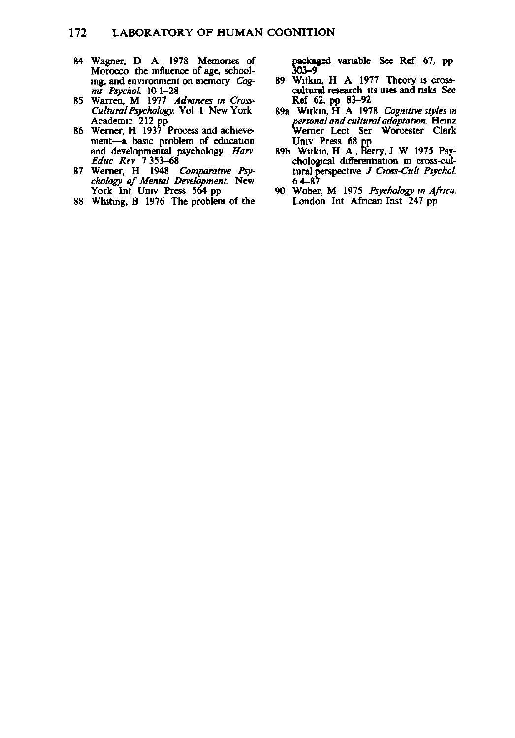84 Wagner, D A 1978 Memories of Morocco the influence of age, schooling, and environment on memory *Cognit Psychol.* 10 1–28

85 Warren, M 1977 *Advances in Cross-Cultural Psychology,* Vol 1 New York Academic 212 pp

86 Werner, H 1937 Process and achievement—a basic problem of education and developmental psychology *Harv Educ Rev* 7 353–68

87 Werner, H 1948 *Comparative Psychology of Mental Development.* New York Int Univ Press 564 pp

88 Whiting, B 1976 The problem of the packaged variable See Ref 67, pp 303–9

89 Witkin, H A 1977 Theory is cross-cultural research its uses and risks See Ref 62, pp 83–92

89a Witkin, H A 1978 *Cognitive styles in personal and cultural adaptation.* Heinz Werner Lect Ser Worcester Clark Univ Press 68 pp

89b Witkin, H A , Berry, J W 1975 Psychological differentiation in cross-cultural perspective *J Cross-Cult Psychol.* 6 4–87

90 Wober, M 1975 *Psychology in Africa.* London Int African Inst 247 pp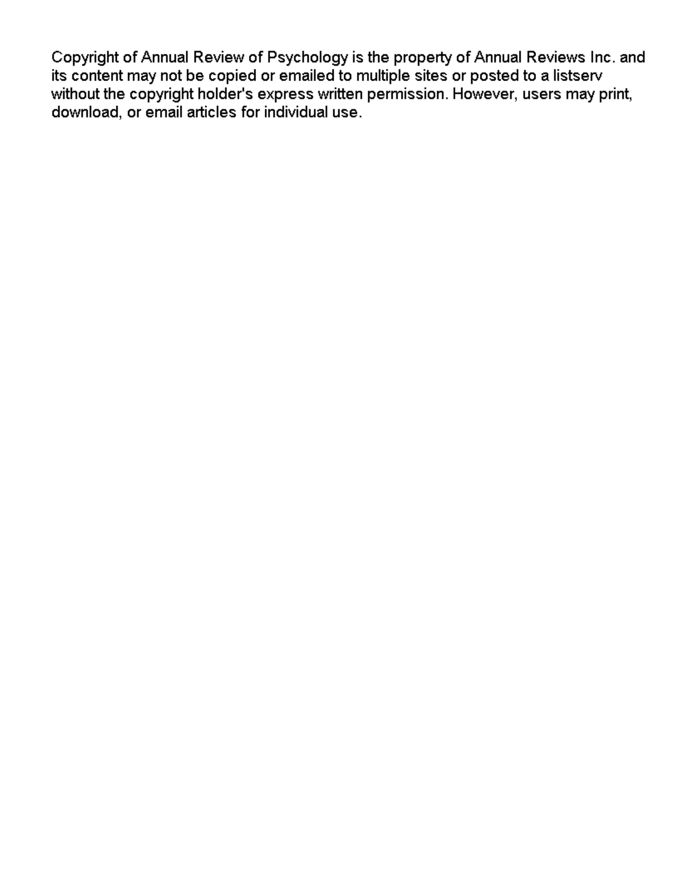Copyright of Annual Review of Psychology is the property of Annual Reviews Inc. and its content may not be copied or emailed to multiple sites or posted to a listserv without the copyright holder's express written permission. However, users may print, download, or email articles for individual use.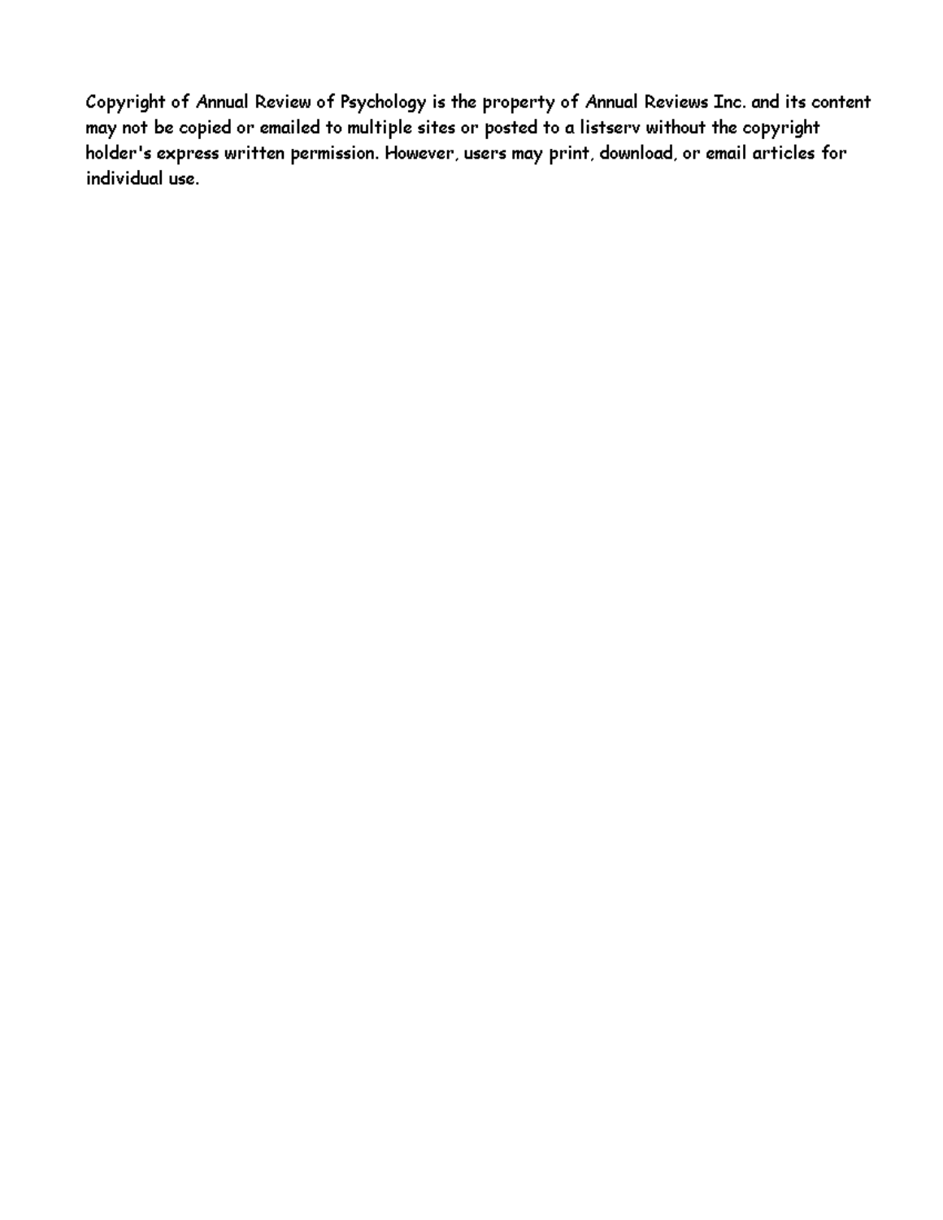Copyright of Annual Review of Psychology is the property of Annual Reviews Inc. and its content may not be copied or emailed to multiple sites or posted to a listserv without the copyright holder's express written permission. However, users may print, download, or email articles for individual use.